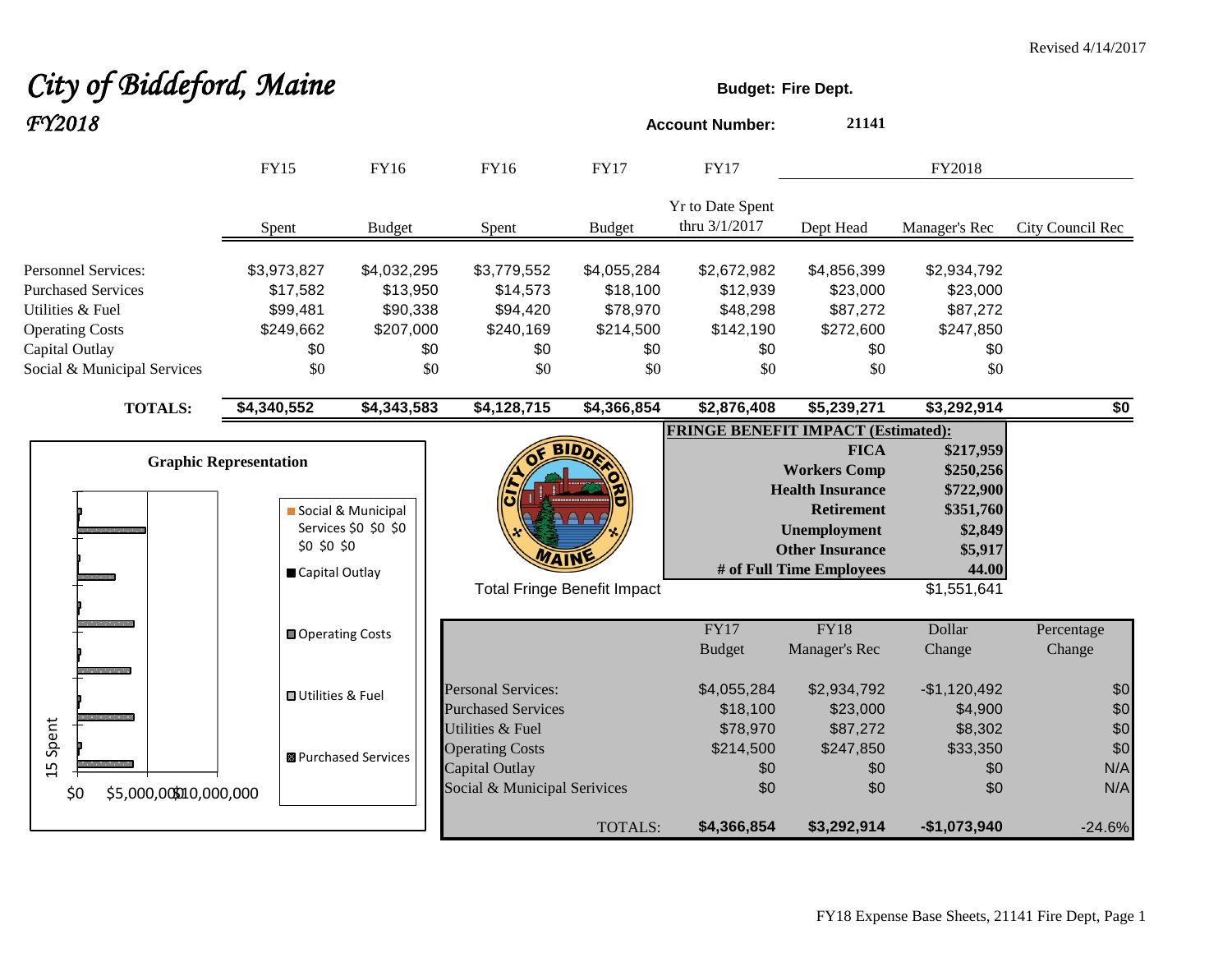Revised 4/14/2017

# *City of Biddeford, Maine*
## *FY2018*

**Budget: Fire Dept.**

**Account Number:** **21141**

| | FY15 Spent | FY16 Budget | FY16 Spent | FY17 Budget | FY17 Yr to Date Spent thru 3/1/2017 | FY2018 Dept Head | FY2018 Manager's Rec | FY2018 City Council Rec |
|---|---|---|---|---|---|---|---|---|
| Personnel Services: | $3,973,827 | $4,032,295 | $3,779,552 | $4,055,284 | $2,672,982 | $4,856,399 | $2,934,792 | |
| Purchased Services | $17,582 | $13,950 | $14,573 | $18,100 | $12,939 | $23,000 | $23,000 | |
| Utilities & Fuel | $99,481 | $90,338 | $94,420 | $78,970 | $48,298 | $87,272 | $87,272 | |
| Operating Costs | $249,662 | $207,000 | $240,169 | $214,500 | $142,190 | $272,600 | $247,850 | |
| Capital Outlay | $0 | $0 | $0 | $0 | $0 | $0 | $0 | |
| Social & Municipal Services | $0 | $0 | $0 | $0 | $0 | $0 | $0 | |
| **TOTALS:** | **$4,340,552** | **$4,343,583** | **$4,128,715** | **$4,366,854** | **$2,876,408** | **$5,239,271** | **$3,292,914** | **$0** |

**FRINGE BENEFIT IMPACT (Estimated):**

| | |
|---|---|
| **FICA** | **$217,959** |
| **Workers Comp** | **$250,256** |
| **Health Insurance** | **$722,900** |
| **Retirement** | **$351,760** |
| **Unemployment** | **$2,849** |
| **Other Insurance** | **$5,917** |
| **# of Full Time Employees** | **44.00** |
| Total Fringe Benefit Impact | $1,551,641 |

**Graphic Representation**

| | FY17 Budget | FY18 Manager's Rec | Dollar Change | Percentage Change |
|---|---|---|---|---|
| Personal Services: | $4,055,284 | $2,934,792 | -$1,120,492 | $0 |
| Purchased Services | $18,100 | $23,000 | $4,900 | $0 |
| Utilities & Fuel | $78,970 | $87,272 | $8,302 | $0 |
| Operating Costs | $214,500 | $247,850 | $33,350 | $0 |
| Capital Outlay | $0 | $0 | $0 | N/A |
| Social & Municipal Serivices | $0 | $0 | $0 | N/A |
| TOTALS: | **$4,366,854** | **$3,292,914** | **-$1,073,940** | -24.6% |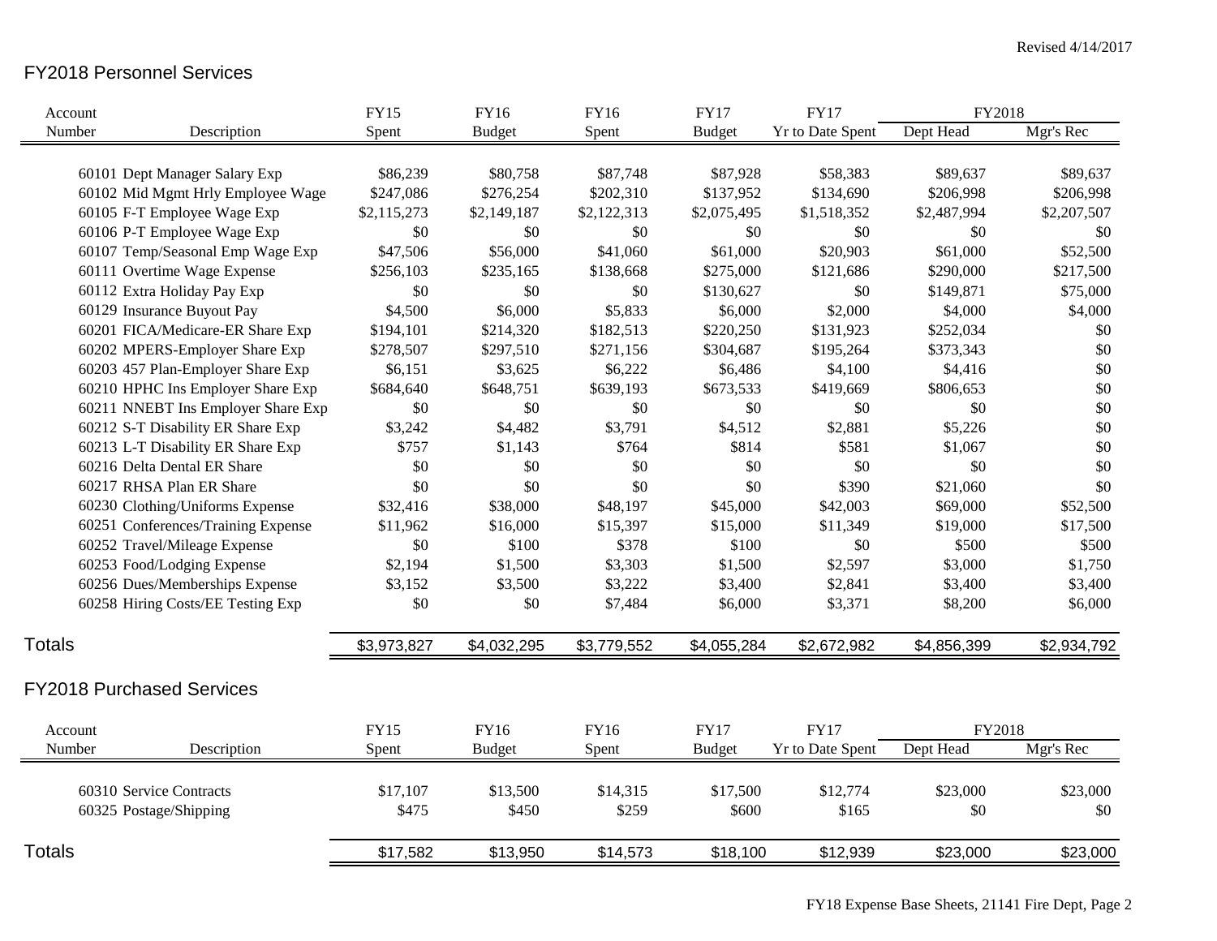Revised 4/14/2017

## FY2018 Personnel Services

| Account Number | Description | FY15 Spent | FY16 Budget | FY16 Spent | FY17 Budget | FY17 Yr to Date Spent | FY2018 Dept Head | FY2018 Mgr's Rec |
|---|---|---|---|---|---|---|---|---|
| 60101 | Dept Manager Salary Exp | $86,239 | $80,758 | $87,748 | $87,928 | $58,383 | $89,637 | $89,637 |
| 60102 | Mid Mgmt Hrly Employee Wage | $247,086 | $276,254 | $202,310 | $137,952 | $134,690 | $206,998 | $206,998 |
| 60105 | F-T Employee Wage Exp | $2,115,273 | $2,149,187 | $2,122,313 | $2,075,495 | $1,518,352 | $2,487,994 | $2,207,507 |
| 60106 | P-T Employee Wage Exp | $0 | $0 | $0 | $0 | $0 | $0 | $0 |
| 60107 | Temp/Seasonal Emp Wage Exp | $47,506 | $56,000 | $41,060 | $61,000 | $20,903 | $61,000 | $52,500 |
| 60111 | Overtime Wage Expense | $256,103 | $235,165 | $138,668 | $275,000 | $121,686 | $290,000 | $217,500 |
| 60112 | Extra Holiday Pay Exp | $0 | $0 | $0 | $130,627 | $0 | $149,871 | $75,000 |
| 60129 | Insurance Buyout Pay | $4,500 | $6,000 | $5,833 | $6,000 | $2,000 | $4,000 | $4,000 |
| 60201 | FICA/Medicare-ER Share Exp | $194,101 | $214,320 | $182,513 | $220,250 | $131,923 | $252,034 | $0 |
| 60202 | MPERS-Employer Share Exp | $278,507 | $297,510 | $271,156 | $304,687 | $195,264 | $373,343 | $0 |
| 60203 | 457 Plan-Employer Share Exp | $6,151 | $3,625 | $6,222 | $6,486 | $4,100 | $4,416 | $0 |
| 60210 | HPHC Ins Employer Share Exp | $684,640 | $648,751 | $639,193 | $673,533 | $419,669 | $806,653 | $0 |
| 60211 | NNEBT Ins Employer Share Exp | $0 | $0 | $0 | $0 | $0 | $0 | $0 |
| 60212 | S-T Disability ER Share Exp | $3,242 | $4,482 | $3,791 | $4,512 | $2,881 | $5,226 | $0 |
| 60213 | L-T Disability ER Share Exp | $757 | $1,143 | $764 | $814 | $581 | $1,067 | $0 |
| 60216 | Delta Dental ER Share | $0 | $0 | $0 | $0 | $0 | $0 | $0 |
| 60217 | RHSA Plan ER Share | $0 | $0 | $0 | $0 | $390 | $21,060 | $0 |
| 60230 | Clothing/Uniforms Expense | $32,416 | $38,000 | $48,197 | $45,000 | $42,003 | $69,000 | $52,500 |
| 60251 | Conferences/Training Expense | $11,962 | $16,000 | $15,397 | $15,000 | $11,349 | $19,000 | $17,500 |
| 60252 | Travel/Mileage Expense | $0 | $100 | $378 | $100 | $0 | $500 | $500 |
| 60253 | Food/Lodging Expense | $2,194 | $1,500 | $3,303 | $1,500 | $2,597 | $3,000 | $1,750 |
| 60256 | Dues/Memberships Expense | $3,152 | $3,500 | $3,222 | $3,400 | $2,841 | $3,400 | $3,400 |
| 60258 | Hiring Costs/EE Testing Exp | $0 | $0 | $7,484 | $6,000 | $3,371 | $8,200 | $6,000 |
| **Totals** | | $3,973,827 | $4,032,295 | $3,779,552 | $4,055,284 | $2,672,982 | $4,856,399 | $2,934,792 |

## FY2018 Purchased Services

| Account Number | Description | FY15 Spent | FY16 Budget | FY16 Spent | FY17 Budget | FY17 Yr to Date Spent | FY2018 Dept Head | FY2018 Mgr's Rec |
|---|---|---|---|---|---|---|---|---|
| 60310 | Service Contracts | $17,107 | $13,500 | $14,315 | $17,500 | $12,774 | $23,000 | $23,000 |
| 60325 | Postage/Shipping | $475 | $450 | $259 | $600 | $165 | $0 | $0 |
| **Totals** | | $17,582 | $13,950 | $14,573 | $18,100 | $12,939 | $23,000 | $23,000 |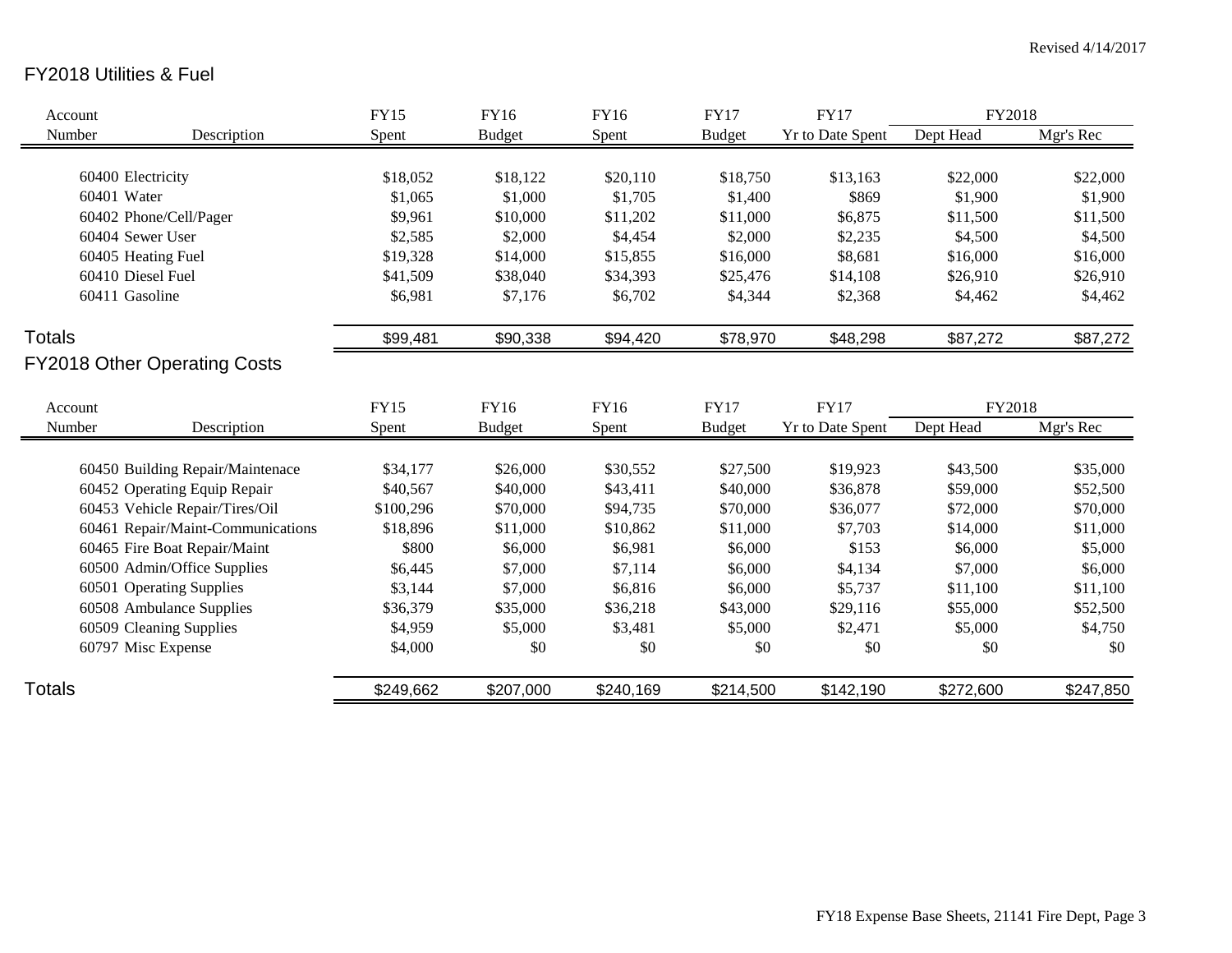Revised 4/14/2017

## FY2018 Utilities & Fuel

| Account Number | Description | FY15 Spent | FY16 Budget | FY16 Spent | FY17 Budget | FY17 Yr to Date Spent | FY2018 Dept Head | FY2018 Mgr's Rec |
|---|---|---|---|---|---|---|---|---|
| 60400 | Electricity | $18,052 | $18,122 | $20,110 | $18,750 | $13,163 | $22,000 | $22,000 |
| 60401 | Water | $1,065 | $1,000 | $1,705 | $1,400 | $869 | $1,900 | $1,900 |
| 60402 | Phone/Cell/Pager | $9,961 | $10,000 | $11,202 | $11,000 | $6,875 | $11,500 | $11,500 |
| 60404 | Sewer User | $2,585 | $2,000 | $4,454 | $2,000 | $2,235 | $4,500 | $4,500 |
| 60405 | Heating Fuel | $19,328 | $14,000 | $15,855 | $16,000 | $8,681 | $16,000 | $16,000 |
| 60410 | Diesel Fuel | $41,509 | $38,040 | $34,393 | $25,476 | $14,108 | $26,910 | $26,910 |
| 60411 | Gasoline | $6,981 | $7,176 | $6,702 | $4,344 | $2,368 | $4,462 | $4,462 |
| **Totals** | | $99,481 | $90,338 | $94,420 | $78,970 | $48,298 | $87,272 | $87,272 |

## FY2018 Other Operating Costs

| Account Number | Description | FY15 Spent | FY16 Budget | FY16 Spent | FY17 Budget | FY17 Yr to Date Spent | FY2018 Dept Head | FY2018 Mgr's Rec |
|---|---|---|---|---|---|---|---|---|
| 60450 | Building Repair/Maintenace | $34,177 | $26,000 | $30,552 | $27,500 | $19,923 | $43,500 | $35,000 |
| 60452 | Operating Equip Repair | $40,567 | $40,000 | $43,411 | $40,000 | $36,878 | $59,000 | $52,500 |
| 60453 | Vehicle Repair/Tires/Oil | $100,296 | $70,000 | $94,735 | $70,000 | $36,077 | $72,000 | $70,000 |
| 60461 | Repair/Maint-Communications | $18,896 | $11,000 | $10,862 | $11,000 | $7,703 | $14,000 | $11,000 |
| 60465 | Fire Boat Repair/Maint | $800 | $6,000 | $6,981 | $6,000 | $153 | $6,000 | $5,000 |
| 60500 | Admin/Office Supplies | $6,445 | $7,000 | $7,114 | $6,000 | $4,134 | $7,000 | $6,000 |
| 60501 | Operating Supplies | $3,144 | $7,000 | $6,816 | $6,000 | $5,737 | $11,100 | $11,100 |
| 60508 | Ambulance Supplies | $36,379 | $35,000 | $36,218 | $43,000 | $29,116 | $55,000 | $52,500 |
| 60509 | Cleaning Supplies | $4,959 | $5,000 | $3,481 | $5,000 | $2,471 | $5,000 | $4,750 |
| 60797 | Misc Expense | $4,000 | $0 | $0 | $0 | $0 | $0 | $0 |
| **Totals** | | $249,662 | $207,000 | $240,169 | $214,500 | $142,190 | $272,600 | $247,850 |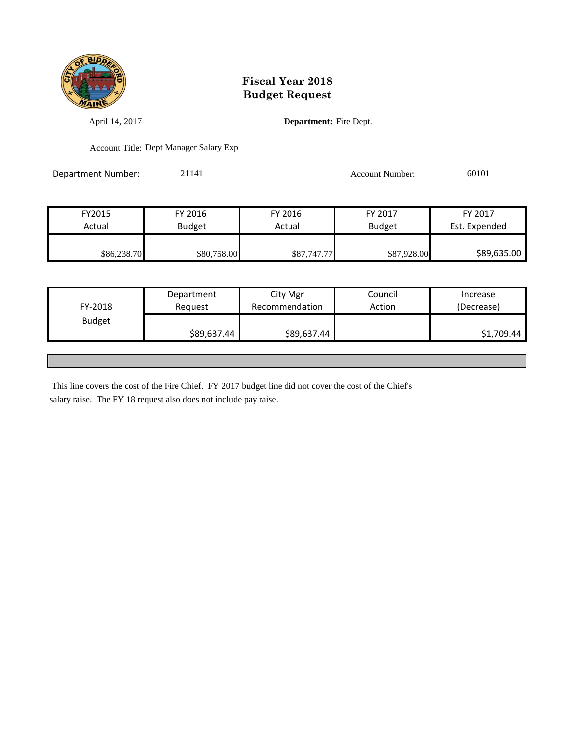# Fiscal Year 2018
# Budget Request

April 14, 2017

**Department:** Fire Dept.

Account Title: Dept Manager Salary Exp

Department Number: 21141

Account Number: 60101

| FY2015 Actual | FY 2016 Budget | FY 2016 Actual | FY 2017 Budget | FY 2017 Est. Expended |
|---|---|---|---|---|
| $86,238.70 | $80,758.00 | $87,747.77 | $87,928.00 | $89,635.00 |

| FY-2018 Budget | Department Request | City Mgr Recommendation | Council Action | Increase (Decrease) |
|---|---|---|---|---|
| | $89,637.44 | $89,637.44 | | $1,709.44 |

This line covers the cost of the Fire Chief. FY 2017 budget line did not cover the cost of the Chief's salary raise. The FY 18 request also does not include pay raise.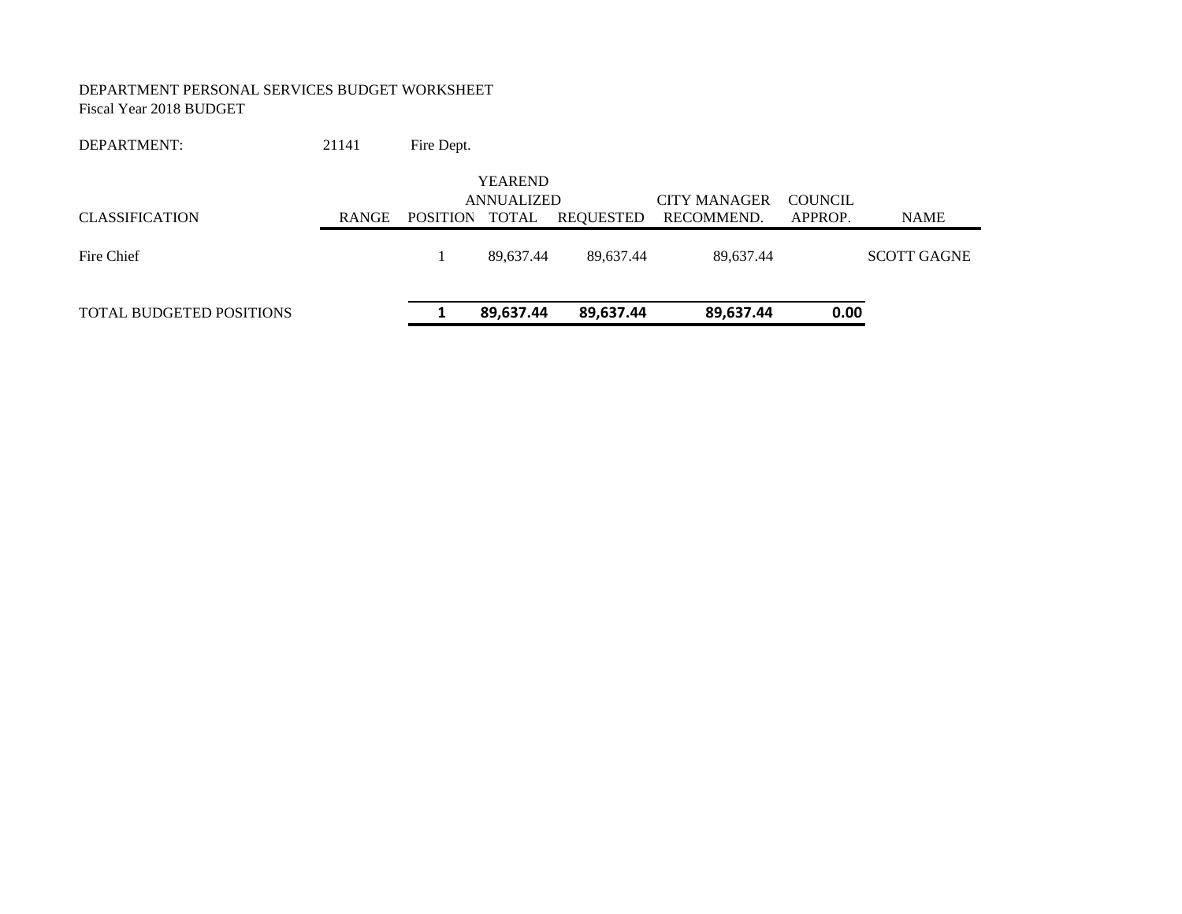DEPARTMENT PERSONAL SERVICES BUDGET WORKSHEET
Fiscal Year 2018 BUDGET

DEPARTMENT: 21141 Fire Dept.

| CLASSIFICATION | RANGE | POSITION | YEAREND ANNUALIZED TOTAL | REQUESTED | CITY MANAGER RECOMMEND. | COUNCIL APPROP. | NAME |
|---|---|---|---|---|---|---|---|
| Fire Chief | | 1 | 89,637.44 | 89,637.44 | 89,637.44 | | SCOTT GAGNE |
| TOTAL BUDGETED POSITIONS | | **1** | **89,637.44** | **89,637.44** | **89,637.44** | **0.00** | |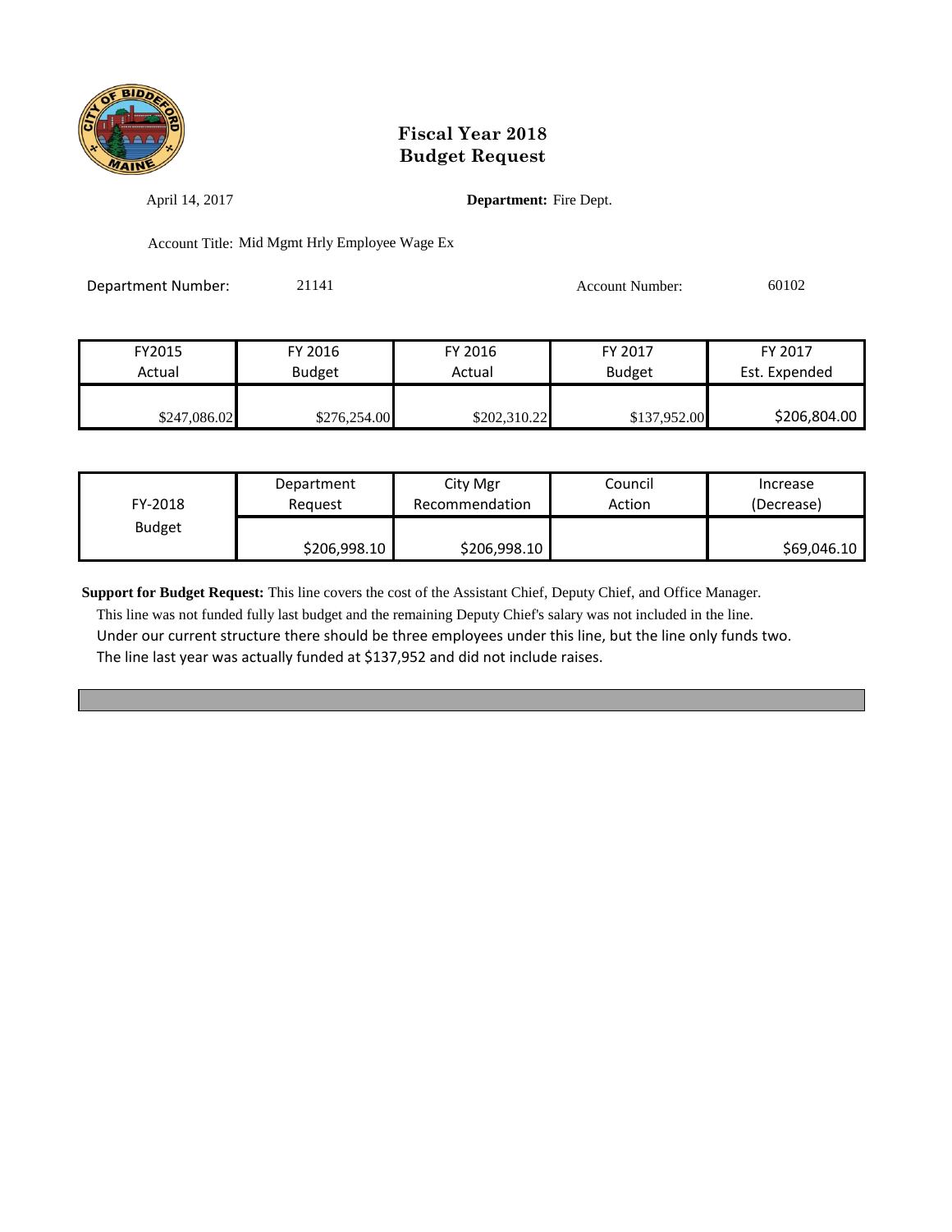# Fiscal Year 2018
# Budget Request

April 14, 2017 **Department:** Fire Dept.

Account Title: Mid Mgmt Hrly Employee Wage Ex

Department Number: 21141 Account Number: 60102

| FY2015 Actual | FY 2016 Budget | FY 2016 Actual | FY 2017 Budget | FY 2017 Est. Expended |
|---|---|---|---|---|
| $247,086.02 | $276,254.00 | $202,310.22 | $137,952.00 | $206,804.00 |

| FY-2018 Budget | Department Request | City Mgr Recommendation | Council Action | Increase (Decrease) |
|---|---|---|---|---|
| | $206,998.10 | $206,998.10 | | $69,046.10 |

**Support for Budget Request:** This line covers the cost of the Assistant Chief, Deputy Chief, and Office Manager. This line was not funded fully last budget and the remaining Deputy Chief's salary was not included in the line. Under our current structure there should be three employees under this line, but the line only funds two. The line last year was actually funded at $137,952 and did not include raises.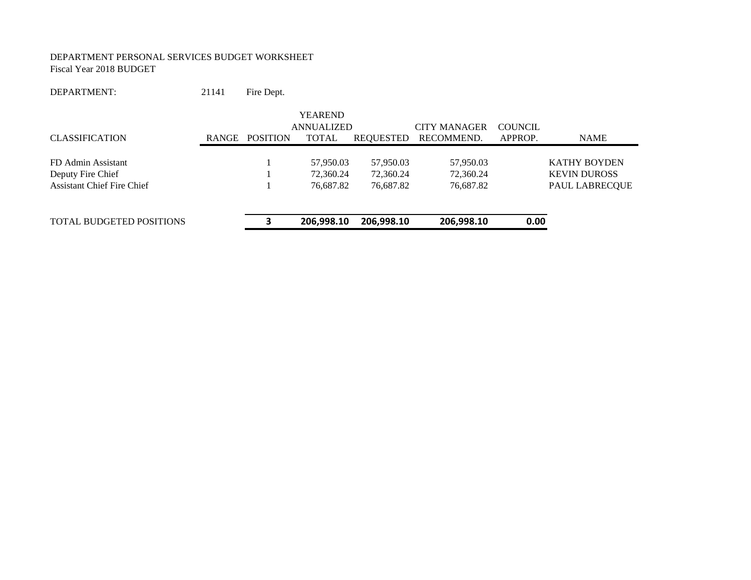DEPARTMENT PERSONAL SERVICES BUDGET WORKSHEET
Fiscal Year 2018 BUDGET

DEPARTMENT: 21141 Fire Dept.

| CLASSIFICATION | RANGE | POSITION | YEAREND ANNUALIZED TOTAL | REQUESTED | CITY MANAGER RECOMMEND. | COUNCIL APPROP. | NAME |
|---|---|---|---|---|---|---|---|
| FD Admin Assistant | | 1 | 57,950.03 | 57,950.03 | 57,950.03 | | KATHY BOYDEN |
| Deputy Fire Chief | | 1 | 72,360.24 | 72,360.24 | 72,360.24 | | KEVIN DUROSS |
| Assistant Chief Fire Chief | | 1 | 76,687.82 | 76,687.82 | 76,687.82 | | PAUL LABRECQUE |
| TOTAL BUDGETED POSITIONS | | **3** | **206,998.10** | **206,998.10** | **206,998.10** | **0.00** | |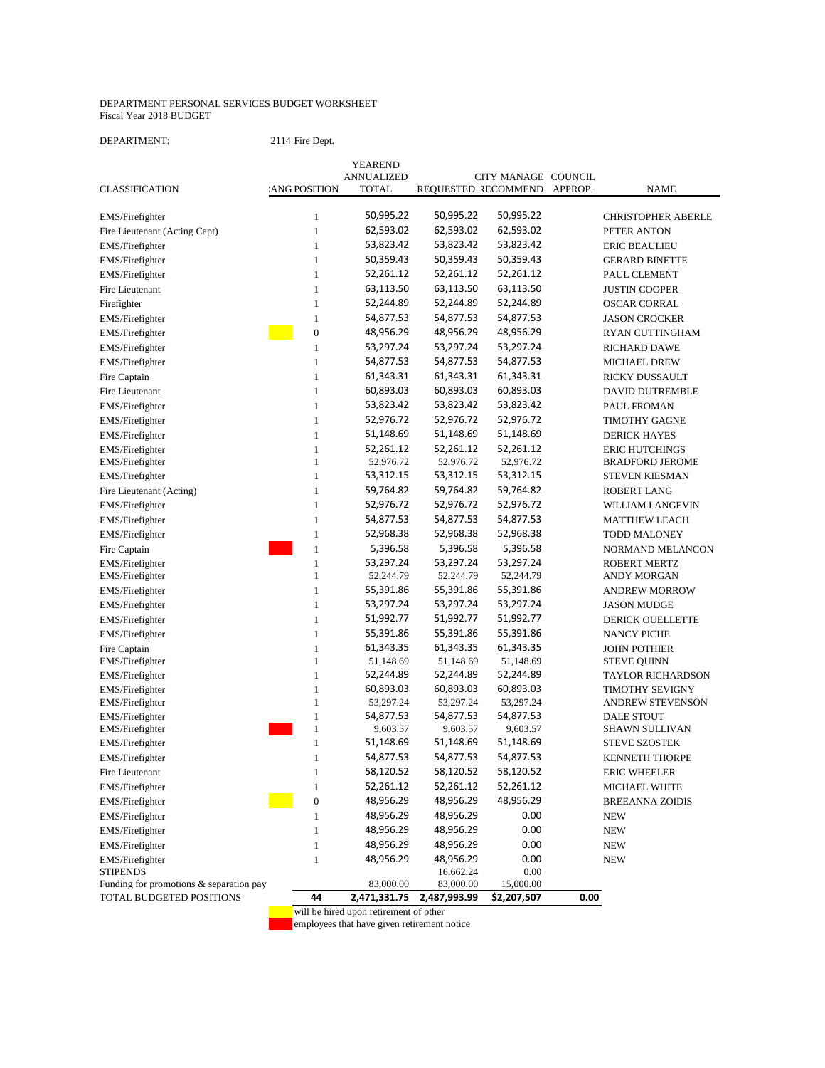DEPARTMENT PERSONAL SERVICES BUDGET WORKSHEET
Fiscal Year 2018 BUDGET

DEPARTMENT: 2114 Fire Dept.

| CLASSIFICATION | :ANG POSITION | YEAREND ANNUALIZED TOTAL | REQUESTED | CITY MANAGE RECOMMEND | COUNCIL APPROP. | NAME |
|---|---|---|---|---|---|---|
| EMS/Firefighter | 1 | 50,995.22 | 50,995.22 | 50,995.22 | | CHRISTOPHER ABERLE |
| Fire Lieutenant (Acting Capt) | 1 | 62,593.02 | 62,593.02 | 62,593.02 | | PETER ANTON |
| EMS/Firefighter | 1 | 53,823.42 | 53,823.42 | 53,823.42 | | ERIC BEAULIEU |
| EMS/Firefighter | 1 | 50,359.43 | 50,359.43 | 50,359.43 | | GERARD BINETTE |
| EMS/Firefighter | 1 | 52,261.12 | 52,261.12 | 52,261.12 | | PAUL CLEMENT |
| Fire Lieutenant | 1 | 63,113.50 | 63,113.50 | 63,113.50 | | JUSTIN COOPER |
| Firefighter | 1 | 52,244.89 | 52,244.89 | 52,244.89 | | OSCAR CORRAL |
| EMS/Firefighter | 1 | 54,877.53 | 54,877.53 | 54,877.53 | | JASON CROCKER |
| EMS/Firefighter | 0 | 48,956.29 | 48,956.29 | 48,956.29 | | RYAN CUTTINGHAM |
| EMS/Firefighter | 1 | 53,297.24 | 53,297.24 | 53,297.24 | | RICHARD DAWE |
| EMS/Firefighter | 1 | 54,877.53 | 54,877.53 | 54,877.53 | | MICHAEL DREW |
| Fire Captain | 1 | 61,343.31 | 61,343.31 | 61,343.31 | | RICKY DUSSAULT |
| Fire Lieutenant | 1 | 60,893.03 | 60,893.03 | 60,893.03 | | DAVID DUTREMBLE |
| EMS/Firefighter | 1 | 53,823.42 | 53,823.42 | 53,823.42 | | PAUL FROMAN |
| EMS/Firefighter | 1 | 52,976.72 | 52,976.72 | 52,976.72 | | TIMOTHY GAGNE |
| EMS/Firefighter | 1 | 51,148.69 | 51,148.69 | 51,148.69 | | DERICK HAYES |
| EMS/Firefighter | 1 | 52,261.12 | 52,261.12 | 52,261.12 | | ERIC HUTCHINGS |
| EMS/Firefighter | 1 | 52,976.72 | 52,976.72 | 52,976.72 | | BRADFORD JEROME |
| EMS/Firefighter | 1 | 53,312.15 | 53,312.15 | 53,312.15 | | STEVEN KIESMAN |
| Fire Lieutenant (Acting) | 1 | 59,764.82 | 59,764.82 | 59,764.82 | | ROBERT LANG |
| EMS/Firefighter | 1 | 52,976.72 | 52,976.72 | 52,976.72 | | WILLIAM LANGEVIN |
| EMS/Firefighter | 1 | 54,877.53 | 54,877.53 | 54,877.53 | | MATTHEW LEACH |
| EMS/Firefighter | 1 | 52,968.38 | 52,968.38 | 52,968.38 | | TODD MALONEY |
| Fire Captain | 1 | 5,396.58 | 5,396.58 | 5,396.58 | | NORMAND MELANCON |
| EMS/Firefighter | 1 | 53,297.24 | 53,297.24 | 53,297.24 | | ROBERT MERTZ |
| EMS/Firefighter | 1 | 52,244.79 | 52,244.79 | 52,244.79 | | ANDY MORGAN |
| EMS/Firefighter | 1 | 55,391.86 | 55,391.86 | 55,391.86 | | ANDREW MORROW |
| EMS/Firefighter | 1 | 53,297.24 | 53,297.24 | 53,297.24 | | JASON MUDGE |
| EMS/Firefighter | 1 | 51,992.77 | 51,992.77 | 51,992.77 | | DERICK OUELLETTE |
| EMS/Firefighter | 1 | 55,391.86 | 55,391.86 | 55,391.86 | | NANCY PICHE |
| Fire Captain | 1 | 61,343.35 | 61,343.35 | 61,343.35 | | JOHN POTHIER |
| EMS/Firefighter | 1 | 51,148.69 | 51,148.69 | 51,148.69 | | STEVE QUINN |
| EMS/Firefighter | 1 | 52,244.89 | 52,244.89 | 52,244.89 | | TAYLOR RICHARDSON |
| EMS/Firefighter | 1 | 60,893.03 | 60,893.03 | 60,893.03 | | TIMOTHY SEVIGNY |
| EMS/Firefighter | 1 | 53,297.24 | 53,297.24 | 53,297.24 | | ANDREW STEVENSON |
| EMS/Firefighter | 1 | 54,877.53 | 54,877.53 | 54,877.53 | | DALE STOUT |
| EMS/Firefighter | 1 | 9,603.57 | 9,603.57 | 9,603.57 | | SHAWN SULLIVAN |
| EMS/Firefighter | 1 | 51,148.69 | 51,148.69 | 51,148.69 | | STEVE SZOSTEK |
| EMS/Firefighter | 1 | 54,877.53 | 54,877.53 | 54,877.53 | | KENNETH THORPE |
| Fire Lieutenant | 1 | 58,120.52 | 58,120.52 | 58,120.52 | | ERIC WHEELER |
| EMS/Firefighter | 1 | 52,261.12 | 52,261.12 | 52,261.12 | | MICHAEL WHITE |
| EMS/Firefighter | 0 | 48,956.29 | 48,956.29 | 48,956.29 | | BREEANNA ZOIDIS |
| EMS/Firefighter | 1 | 48,956.29 | 48,956.29 | 0.00 | | NEW |
| EMS/Firefighter | 1 | 48,956.29 | 48,956.29 | 0.00 | | NEW |
| EMS/Firefighter | 1 | 48,956.29 | 48,956.29 | 0.00 | | NEW |
| EMS/Firefighter | 1 | 48,956.29 | 48,956.29 | 0.00 | | NEW |
| STIPENDS | | | 16,662.24 | 0.00 | | |
| Funding for promotions & separation pay | | 83,000.00 | 83,000.00 | 15,000.00 | | |
| TOTAL BUDGETED POSITIONS | **44** | **2,471,331.75** | **2,487,993.99** | **$2,207,507** | **0.00** | |

(Yellow) will be hired upon retirement of other
(Red) employees that have given retirement notice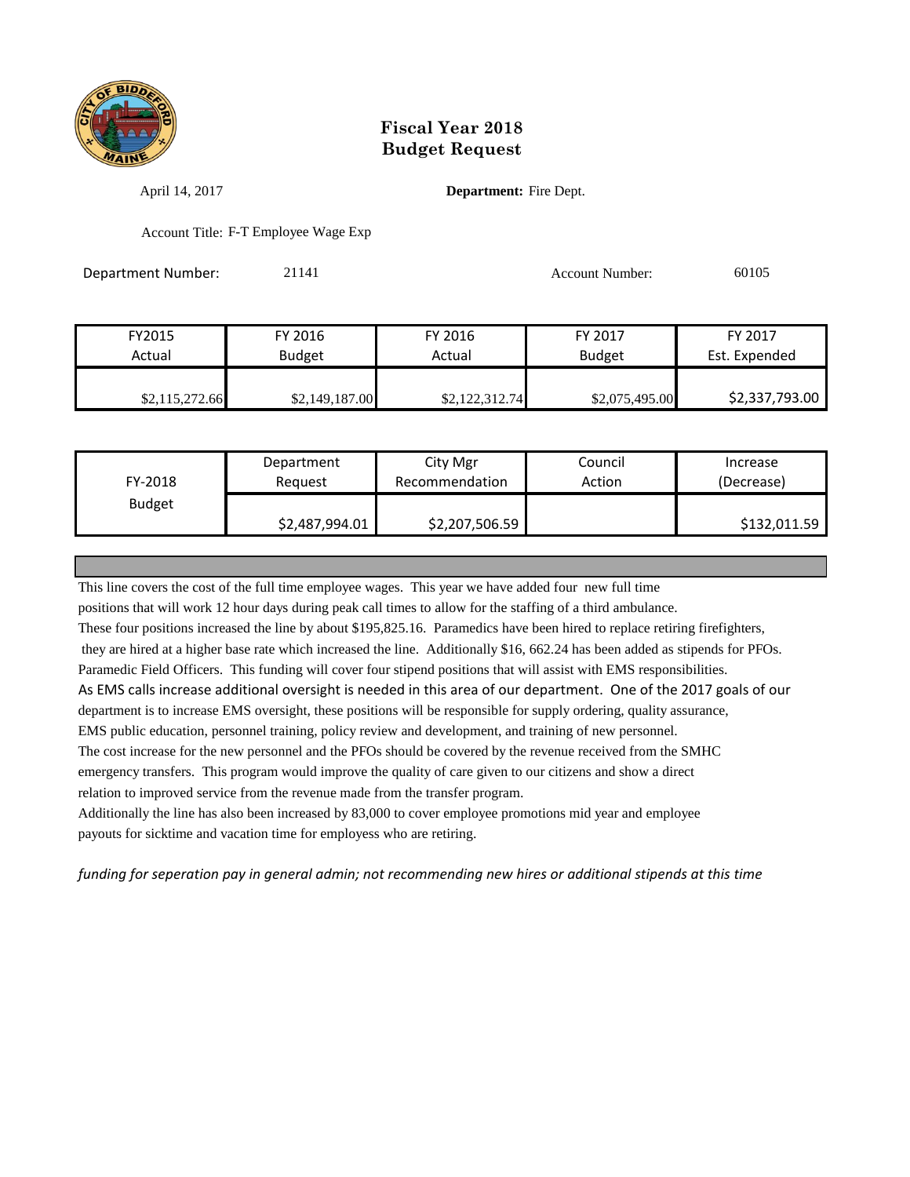# Fiscal Year 2018
# Budget Request

April 14, 2017

**Department:** Fire Dept.

Account Title: F-T Employee Wage Exp

Department Number: 21141

Account Number: 60105

| FY2015 Actual | FY 2016 Budget | FY 2016 Actual | FY 2017 Budget | FY 2017 Est. Expended |
|---|---|---|---|---|
| $2,115,272.66 | $2,149,187.00 | $2,122,312.74 | $2,075,495.00 | $2,337,793.00 |

| FY-2018 Budget | Department Request | City Mgr Recommendation | Council Action | Increase (Decrease) |
|---|---|---|---|---|
| | $2,487,994.01 | $2,207,506.59 | | $132,011.59 |

This line covers the cost of the full time employee wages. This year we have added four new full time positions that will work 12 hour days during peak call times to allow for the staffing of a third ambulance. These four positions increased the line by about $195,825.16. Paramedics have been hired to replace retiring firefighters, they are hired at a higher base rate which increased the line. Additionally $16, 662.24 has been added as stipends for PFOs. Paramedic Field Officers. This funding will cover four stipend positions that will assist with EMS responsibilities. As EMS calls increase additional oversight is needed in this area of our department. One of the 2017 goals of our department is to increase EMS oversight, these positions will be responsible for supply ordering, quality assurance, EMS public education, personnel training, policy review and development, and training of new personnel. The cost increase for the new personnel and the PFOs should be covered by the revenue received from the SMHC emergency transfers. This program would improve the quality of care given to our citizens and show a direct relation to improved service from the revenue made from the transfer program.

Additionally the line has also been increased by 83,000 to cover employee promotions mid year and employee payouts for sicktime and vacation time for employess who are retiring.

*funding for seperation pay in general admin; not recommending new hires or additional stipends at this time*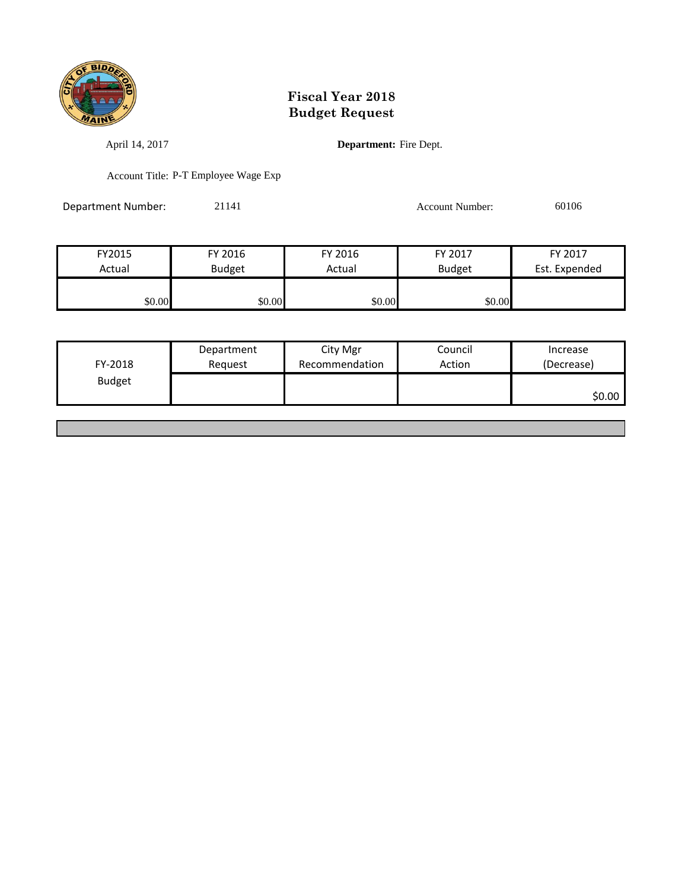# Fiscal Year 2018
# Budget Request

April 14, 2017

**Department:** Fire Dept.

Account Title: P-T Employee Wage Exp

Department Number: 21141

Account Number: 60106

| FY2015 Actual | FY 2016 Budget | FY 2016 Actual | FY 2017 Budget | FY 2017 Est. Expended |
|---|---|---|---|---|
| $0.00 | $0.00 | $0.00 | $0.00 | |

| FY-2018 Budget | Department Request | City Mgr Recommendation | Council Action | Increase (Decrease) |
|---|---|---|---|---|
| | | | | $0.00 |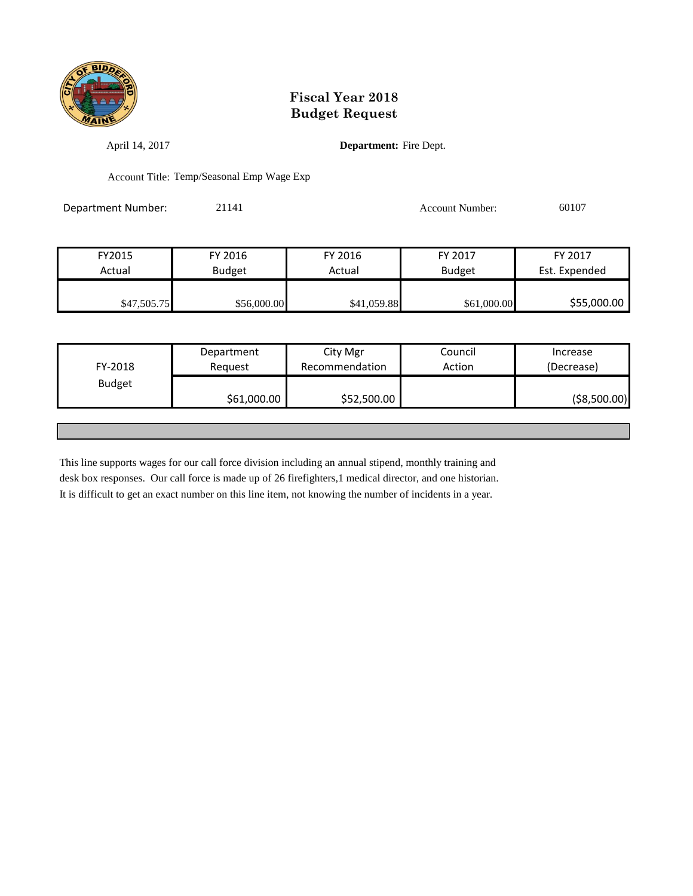# Fiscal Year 2018
# Budget Request

April 14, 2017

**Department:** Fire Dept.

Account Title: Temp/Seasonal Emp Wage Exp

Department Number: 21141

Account Number: 60107

| FY2015 Actual | FY 2016 Budget | FY 2016 Actual | FY 2017 Budget | FY 2017 Est. Expended |
|---|---|---|---|---|
| $47,505.75 | $56,000.00 | $41,059.88 | $61,000.00 | $55,000.00 |

| FY-2018 Budget | Department Request | City Mgr Recommendation | Council Action | Increase (Decrease) |
|---|---|---|---|---|
| | $61,000.00 | $52,500.00 | | ($8,500.00) |

This line supports wages for our call force division including an annual stipend, monthly training and desk box responses. Our call force is made up of 26 firefighters,1 medical director, and one historian. It is difficult to get an exact number on this line item, not knowing the number of incidents in a year.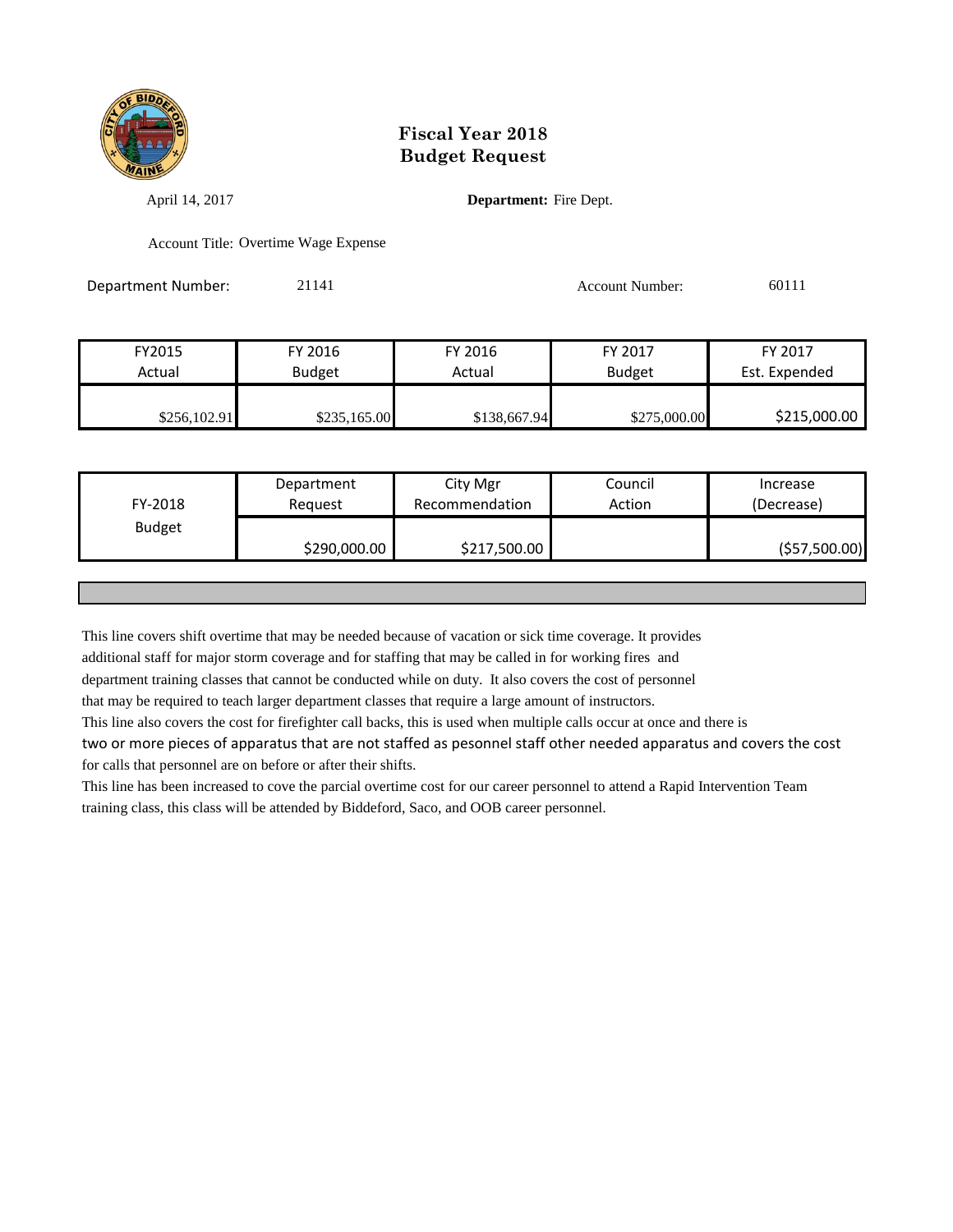# Fiscal Year 2018
# Budget Request

April 14, 2017

**Department:** Fire Dept.

Account Title: Overtime Wage Expense

Department Number: 21141

Account Number: 60111

| FY2015 Actual | FY 2016 Budget | FY 2016 Actual | FY 2017 Budget | FY 2017 Est. Expended |
|---|---|---|---|---|
| $256,102.91 | $235,165.00 | $138,667.94 | $275,000.00 | $215,000.00 |

| FY-2018 Budget | Department Request | City Mgr Recommendation | Council Action | Increase (Decrease) |
|---|---|---|---|---|
| | $290,000.00 | $217,500.00 | | ($57,500.00) |

This line covers shift overtime that may be needed because of vacation or sick time coverage. It provides additional staff for major storm coverage and for staffing that may be called in for working fires and department training classes that cannot be conducted while on duty. It also covers the cost of personnel that may be required to teach larger department classes that require a large amount of instructors.

This line also covers the cost for firefighter call backs, this is used when multiple calls occur at once and there is two or more pieces of apparatus that are not staffed as pesonnel staff other needed apparatus and covers the cost for calls that personnel are on before or after their shifts.

This line has been increased to cove the parcial overtime cost for our career personnel to attend a Rapid Intervention Team training class, this class will be attended by Biddeford, Saco, and OOB career personnel.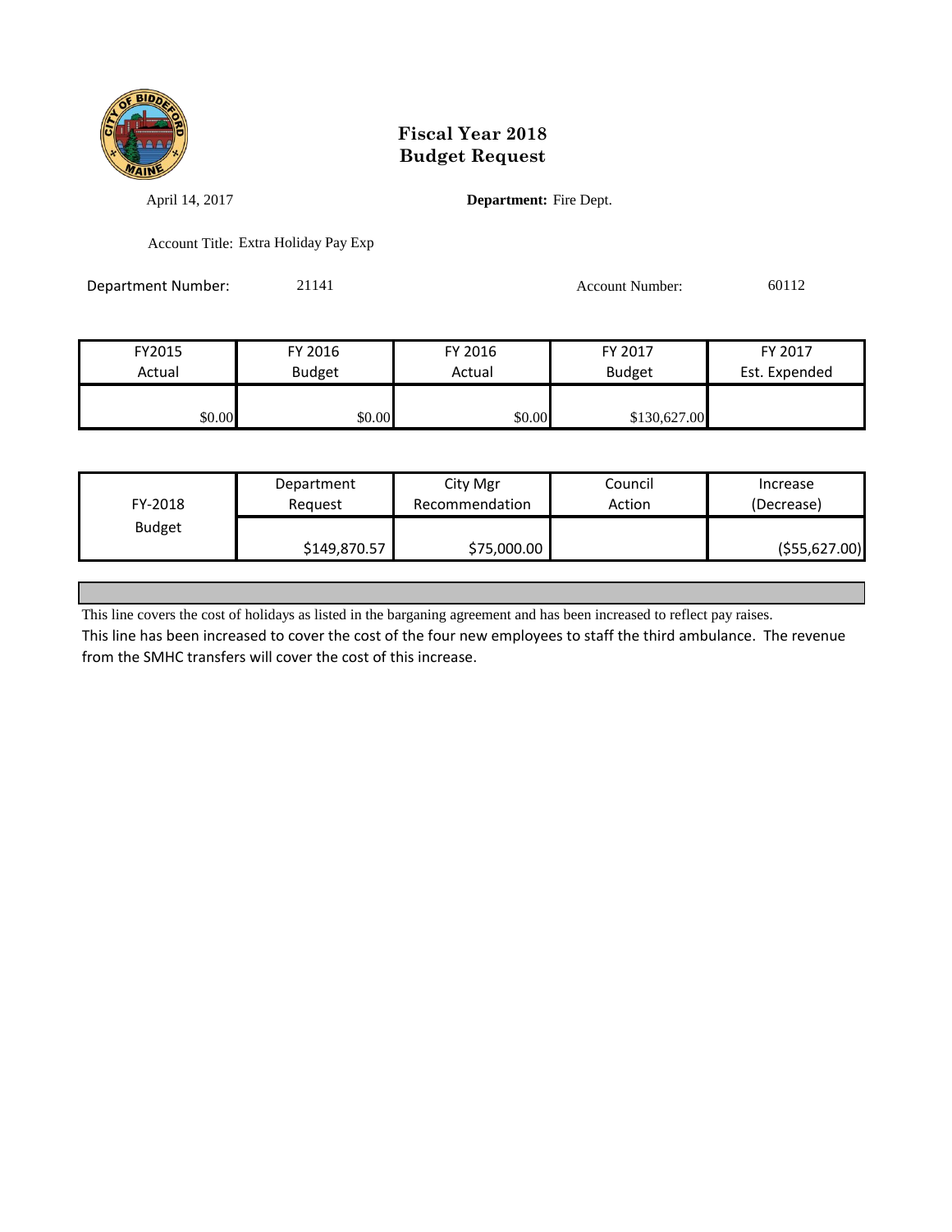# Fiscal Year 2018
# Budget Request

April 14, 2017

**Department:** Fire Dept.

Account Title: Extra Holiday Pay Exp

Department Number: 21141

Account Number: 60112

| FY2015 Actual | FY 2016 Budget | FY 2016 Actual | FY 2017 Budget | FY 2017 Est. Expended |
|---|---|---|---|---|
| $0.00 | $0.00 | $0.00 | $130,627.00 | |

| FY-2018 Budget | Department Request | City Mgr Recommendation | Council Action | Increase (Decrease) |
|---|---|---|---|---|
| | $149,870.57 | $75,000.00 | | ($55,627.00) |

This line covers the cost of holidays as listed in the barganing agreement and has been increased to reflect pay raises.

This line has been increased to cover the cost of the four new employees to staff the third ambulance. The revenue from the SMHC transfers will cover the cost of this increase.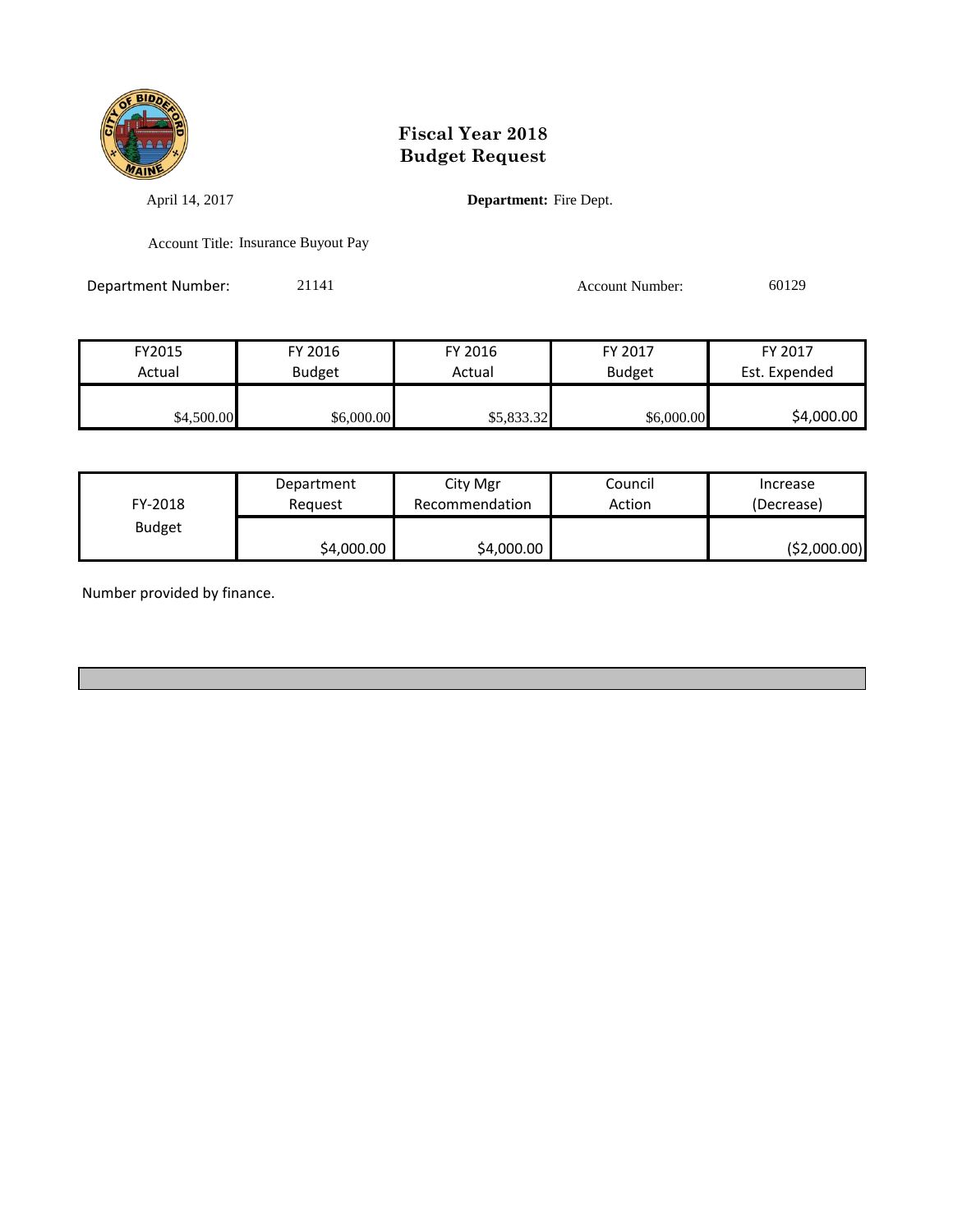# Fiscal Year 2018
# Budget Request

April 14, 2017

**Department:** Fire Dept.

Account Title: Insurance Buyout Pay

Department Number: 21141

Account Number: 60129

| FY2015 Actual | FY 2016 Budget | FY 2016 Actual | FY 2017 Budget | FY 2017 Est. Expended |
|---|---|---|---|---|
| $4,500.00 | $6,000.00 | $5,833.32 | $6,000.00 | $4,000.00 |

| FY-2018 Budget | Department Request | City Mgr Recommendation | Council Action | Increase (Decrease) |
|---|---|---|---|---|
| | $4,000.00 | $4,000.00 | | ($2,000.00) |

Number provided by finance.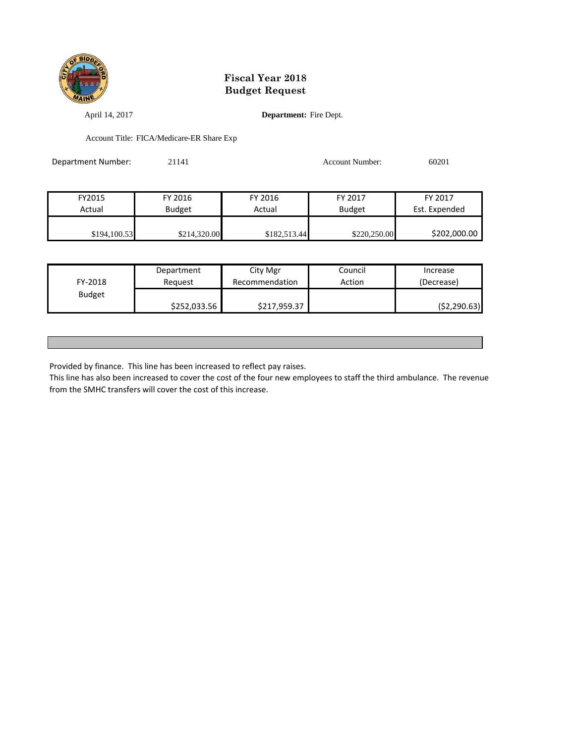# Fiscal Year 2018
# Budget Request

April 14, 2017 **Department:** Fire Dept.

Account Title: FICA/Medicare-ER Share Exp

Department Number: 21141 Account Number: 60201

| FY2015 Actual | FY 2016 Budget | FY 2016 Actual | FY 2017 Budget | FY 2017 Est. Expended |
|---|---|---|---|---|
| $194,100.53 | $214,320.00 | $182,513.44 | $220,250.00 | $202,000.00 |

| FY-2018 Budget | Department Request | City Mgr Recommendation | Council Action | Increase (Decrease) |
|---|---|---|---|---|
| | $252,033.56 | $217,959.37 | | ($2,290.63) |

Provided by finance. This line has been increased to reflect pay raises.
This line has also been increased to cover the cost of the four new employees to staff the third ambulance. The revenue from the SMHC transfers will cover the cost of this increase.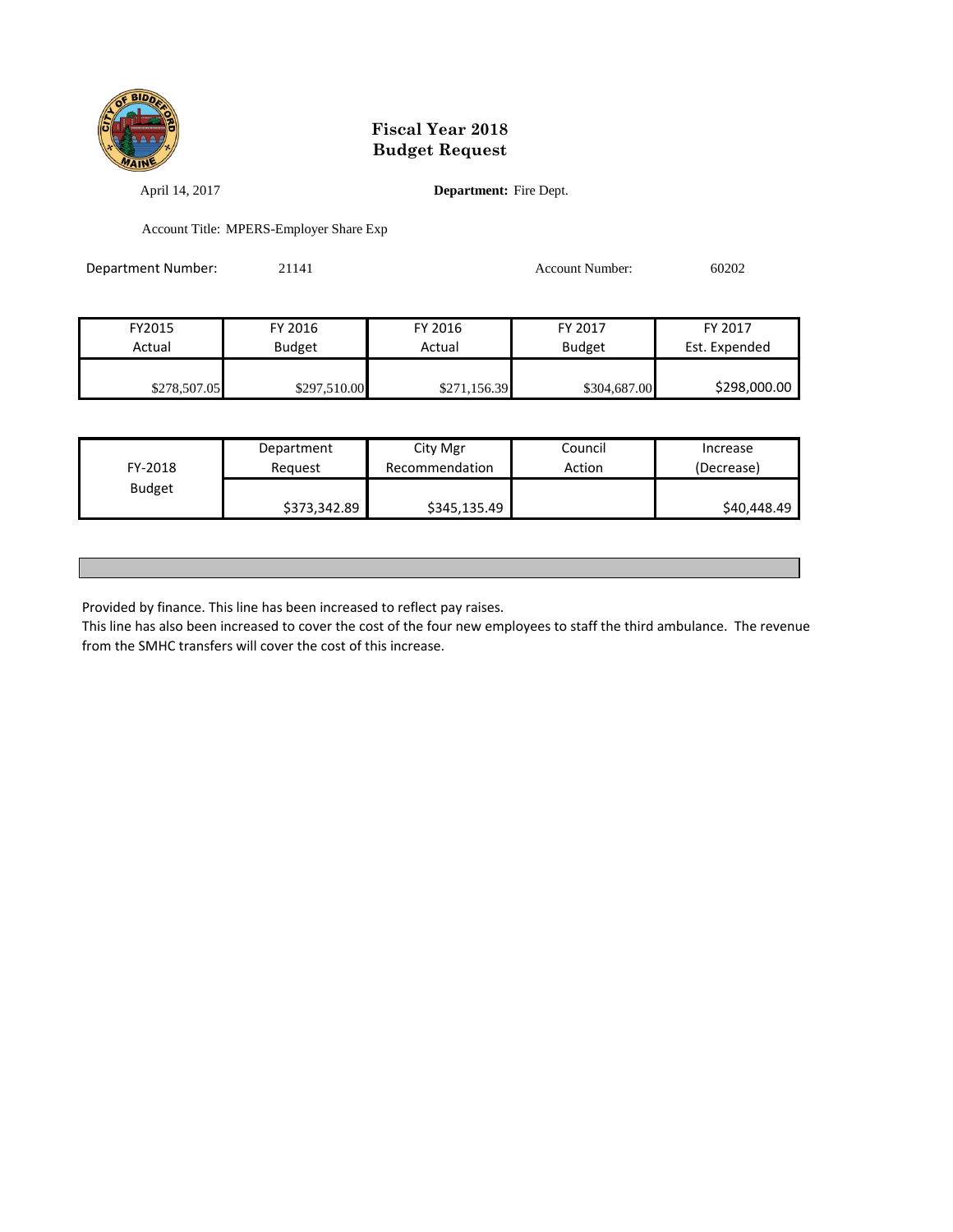**Fiscal Year 2018**
**Budget Request**

April 14, 2017

**Department:** Fire Dept.

Account Title: MPERS-Employer Share Exp

Department Number: 21141

Account Number: 60202

| FY2015 Actual | FY 2016 Budget | FY 2016 Actual | FY 2017 Budget | FY 2017 Est. Expended |
|---|---|---|---|---|
| $278,507.05 | $297,510.00 | $271,156.39 | $304,687.00 | $298,000.00 |

| FY-2018 Budget | Department Request | City Mgr Recommendation | Council Action | Increase (Decrease) |
|---|---|---|---|---|
| | $373,342.89 | $345,135.49 | | $40,448.49 |

Provided by finance. This line has been increased to reflect pay raises.
This line has also been increased to cover the cost of the four new employees to staff the third ambulance. The revenue from the SMHC transfers will cover the cost of this increase.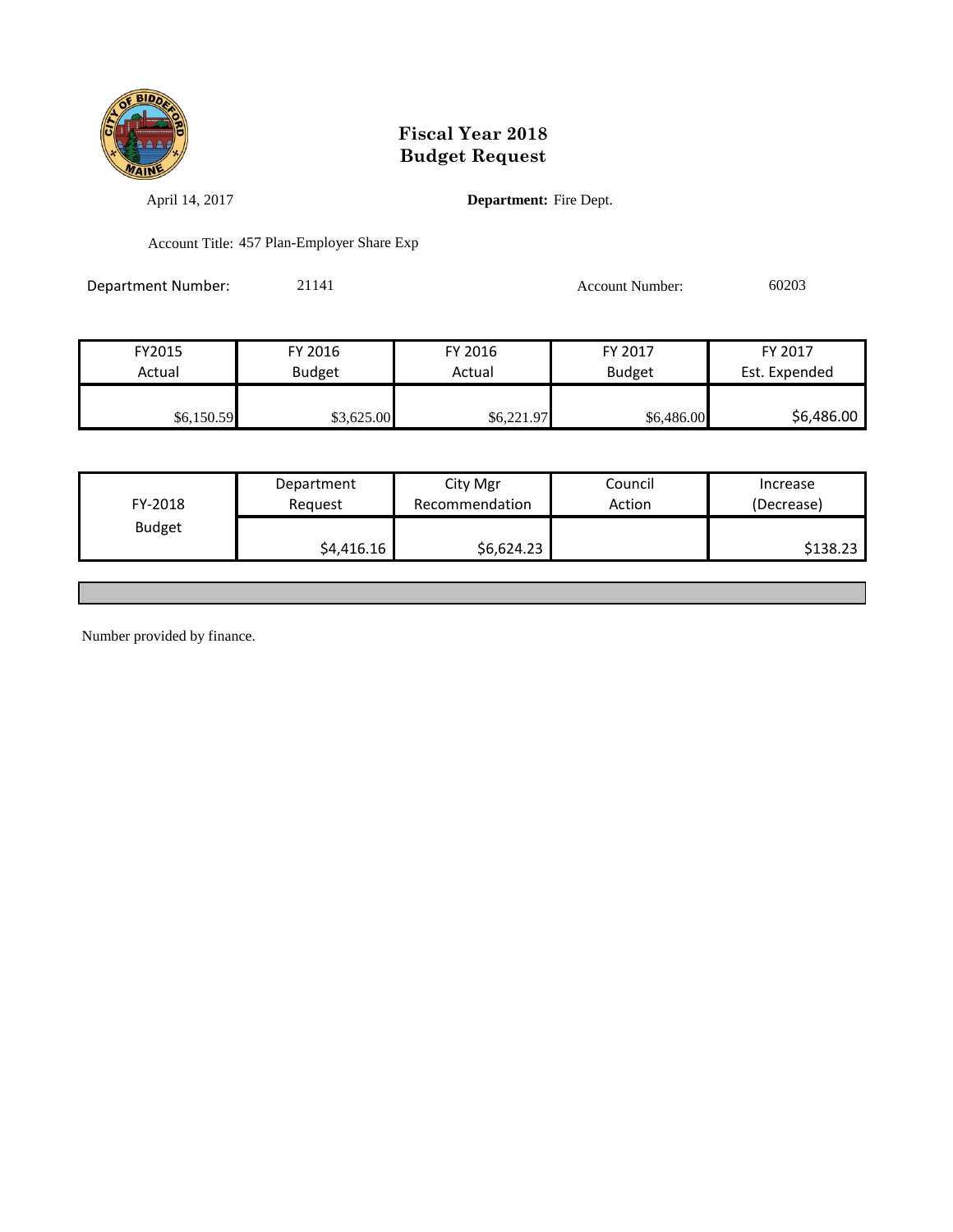# Fiscal Year 2018
# Budget Request

April 14, 2017 **Department:** Fire Dept.

Account Title: 457 Plan-Employer Share Exp

Department Number: 21141 Account Number: 60203

| FY2015 Actual | FY 2016 Budget | FY 2016 Actual | FY 2017 Budget | FY 2017 Est. Expended |
|---|---|---|---|---|
| $6,150.59 | $3,625.00 | $6,221.97 | $6,486.00 | $6,486.00 |

| FY-2018 Budget | Department Request | City Mgr Recommendation | Council Action | Increase (Decrease) |
|---|---|---|---|---|
| | $4,416.16 | $6,624.23 | | $138.23 |

Number provided by finance.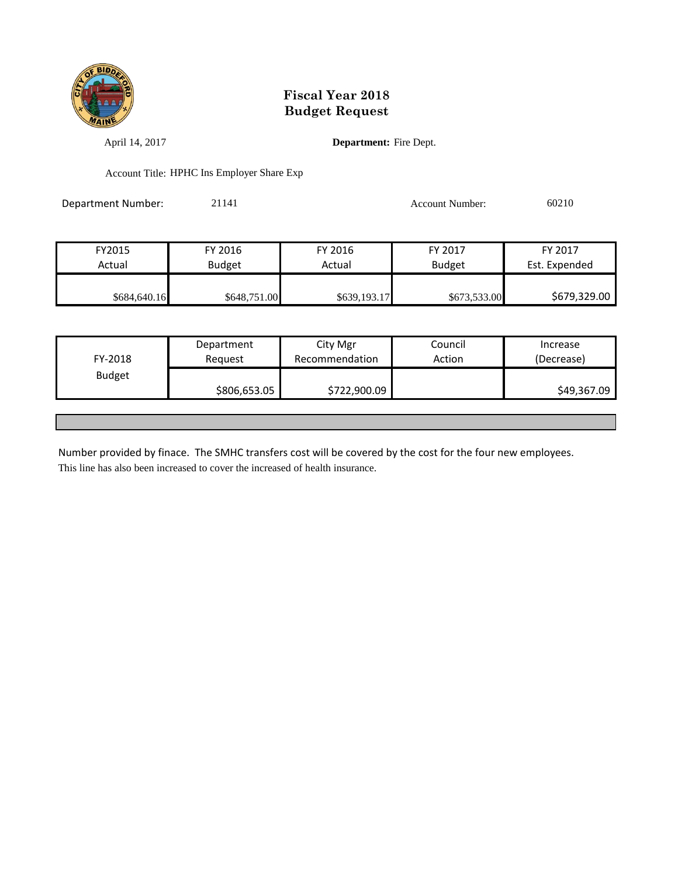# Fiscal Year 2018
# Budget Request

April 14, 2017 **Department:** Fire Dept.

Account Title: HPHC Ins Employer Share Exp

Department Number: 21141 Account Number: 60210

| FY2015 Actual | FY 2016 Budget | FY 2016 Actual | FY 2017 Budget | FY 2017 Est. Expended |
|---|---|---|---|---|
| $684,640.16 | $648,751.00 | $639,193.17 | $673,533.00 | $679,329.00 |

| FY-2018 Budget | Department Request | City Mgr Recommendation | Council Action | Increase (Decrease) |
|---|---|---|---|---|
| | $806,653.05 | $722,900.09 | | $49,367.09 |

Number provided by finace. The SMHC transfers cost will be covered by the cost for the four new employees.
This line has also been increased to cover the increased of health insurance.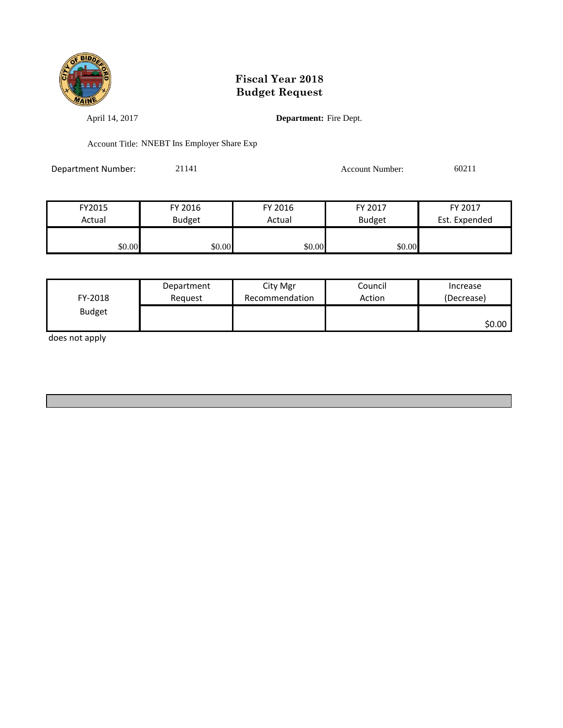# Fiscal Year 2018
# Budget Request

April 14, 2017

**Department:** Fire Dept.

Account Title: NNEBT Ins Employer Share Exp

Department Number: 21141

Account Number: 60211

| FY2015 Actual | FY 2016 Budget | FY 2016 Actual | FY 2017 Budget | FY 2017 Est. Expended |
|---|---|---|---|---|
| $0.00 | $0.00 | $0.00 | $0.00 | |

| FY-2018 Budget | Department Request | City Mgr Recommendation | Council Action | Increase (Decrease) |
|---|---|---|---|---|
| | | | | $0.00 |

does not apply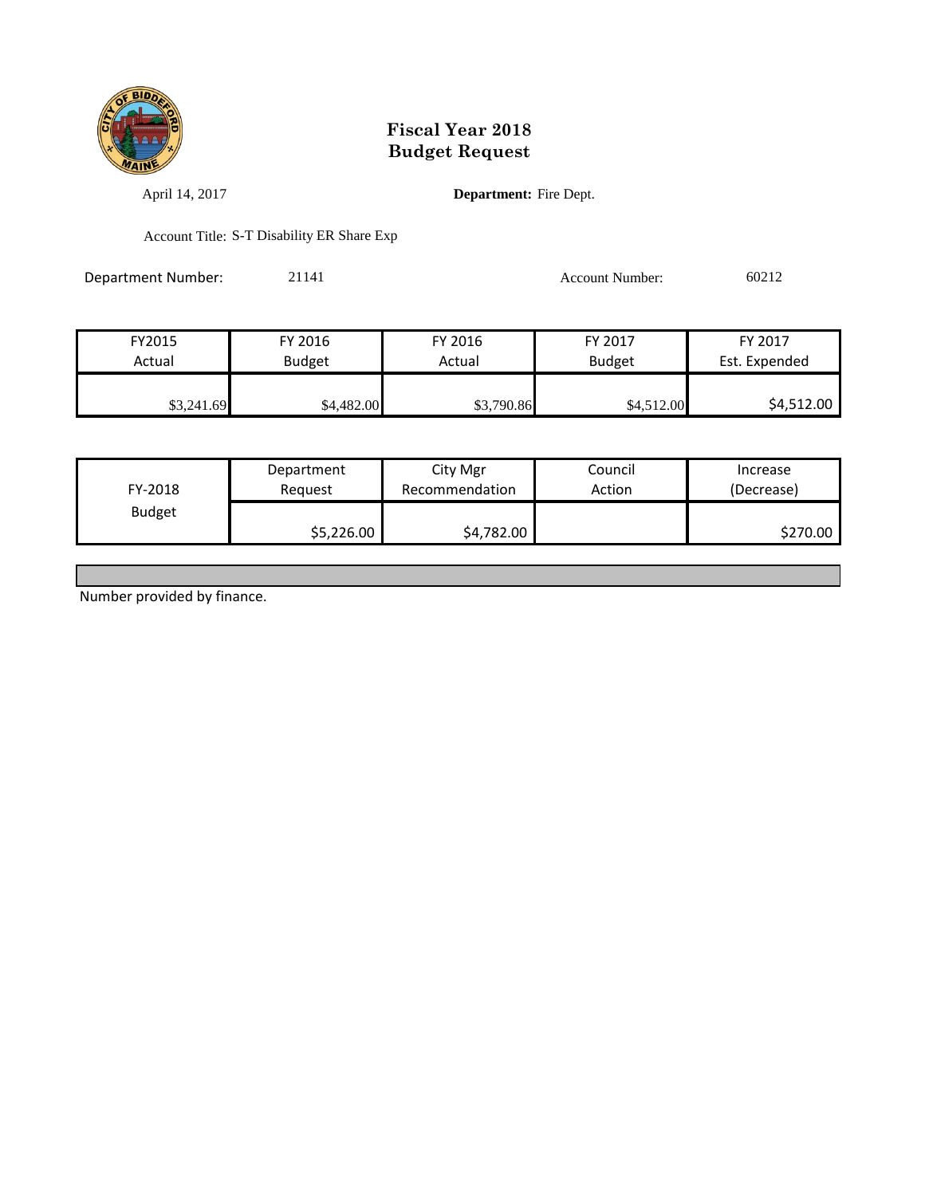# Fiscal Year 2018
# Budget Request

April 14, 2017

**Department:** Fire Dept.

Account Title: S-T Disability ER Share Exp

Department Number: 21141

Account Number: 60212

| FY2015 Actual | FY 2016 Budget | FY 2016 Actual | FY 2017 Budget | FY 2017 Est. Expended |
|---|---|---|---|---|
| $3,241.69 | $4,482.00 | $3,790.86 | $4,512.00 | $4,512.00 |

| FY-2018 Budget | Department Request | City Mgr Recommendation | Council Action | Increase (Decrease) |
|---|---|---|---|---|
| | $5,226.00 | $4,782.00 | | $270.00 |

Number provided by finance.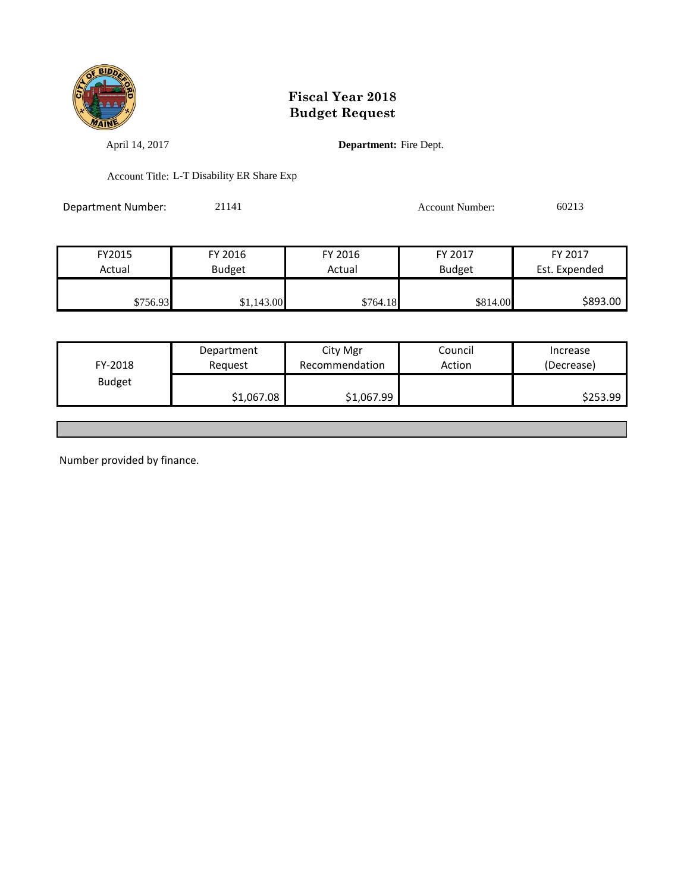# Fiscal Year 2018
# Budget Request

April 14, 2017

**Department:** Fire Dept.

Account Title: L-T Disability ER Share Exp

Department Number: 21141

Account Number: 60213

| FY2015 Actual | FY 2016 Budget | FY 2016 Actual | FY 2017 Budget | FY 2017 Est. Expended |
|---|---|---|---|---|
| $756.93 | $1,143.00 | $764.18 | $814.00 | $893.00 |

| FY-2018 Budget | Department Request | City Mgr Recommendation | Council Action | Increase (Decrease) |
|---|---|---|---|---|
| | $1,067.08 | $1,067.99 | | $253.99 |

Number provided by finance.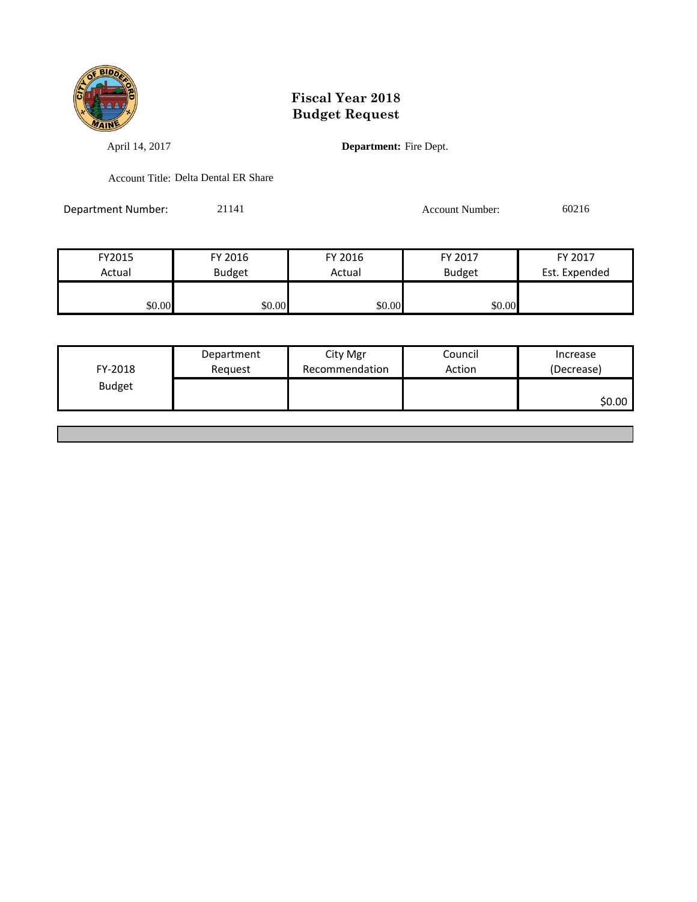# Fiscal Year 2018
# Budget Request

April 14, 2017

**Department:** Fire Dept.

Account Title: Delta Dental ER Share

Department Number: 21141

Account Number: 60216

| FY2015 Actual | FY 2016 Budget | FY 2016 Actual | FY 2017 Budget | FY 2017 Est. Expended |
|---|---|---|---|---|
| $0.00 | $0.00 | $0.00 | $0.00 | |

| FY-2018 Budget | Department Request | City Mgr Recommendation | Council Action | Increase (Decrease) |
|---|---|---|---|---|
| | | | | $0.00 |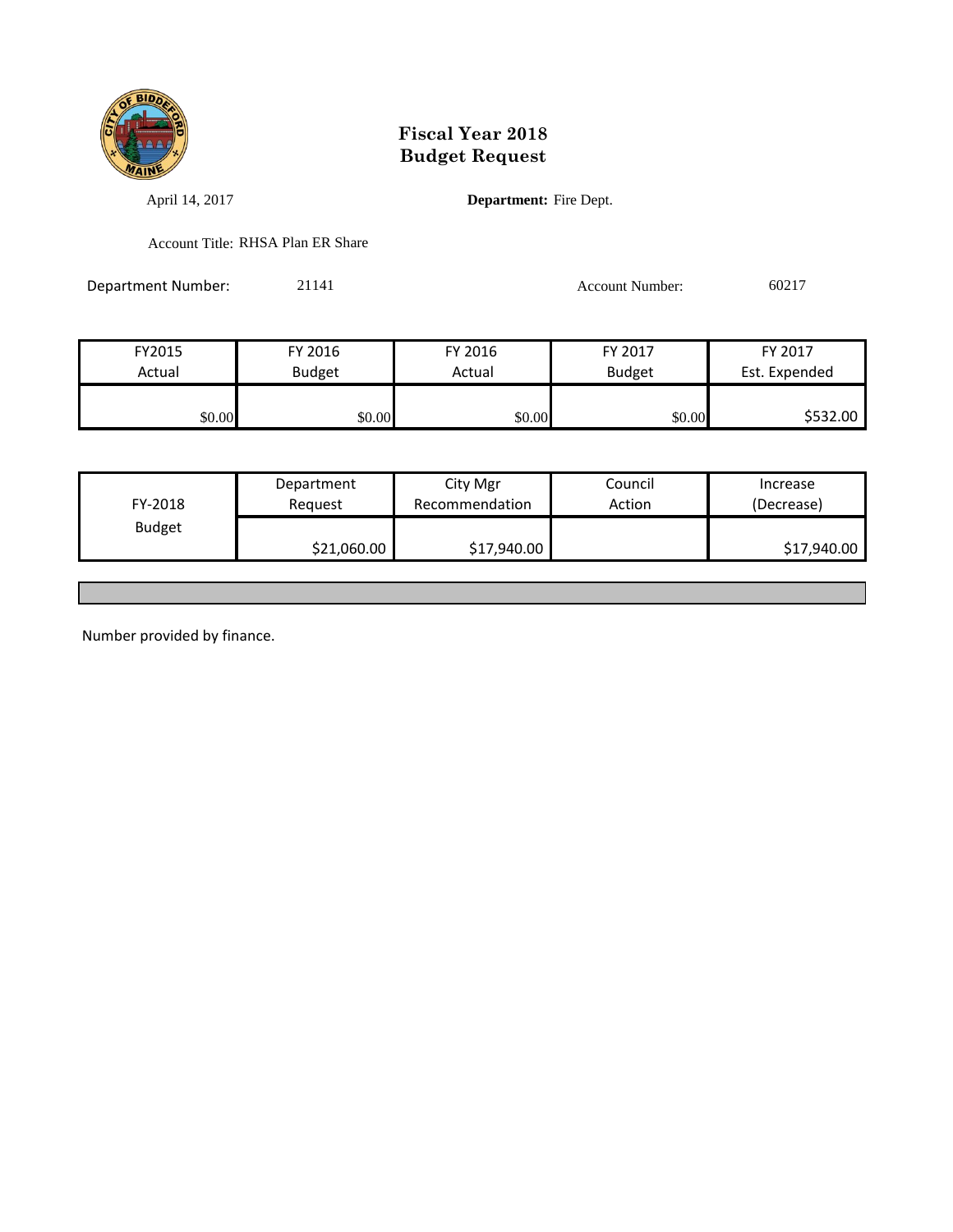# Fiscal Year 2018
# Budget Request

April 14, 2017

**Department:** Fire Dept.

Account Title: RHSA Plan ER Share

Department Number: 21141

Account Number: 60217

| FY2015 Actual | FY 2016 Budget | FY 2016 Actual | FY 2017 Budget | FY 2017 Est. Expended |
|---|---|---|---|---|
| $0.00 | $0.00 | $0.00 | $0.00 | $532.00 |

| FY-2018 Budget | Department Request | City Mgr Recommendation | Council Action | Increase (Decrease) |
|---|---|---|---|---|
| | $21,060.00 | $17,940.00 | | $17,940.00 |

Number provided by finance.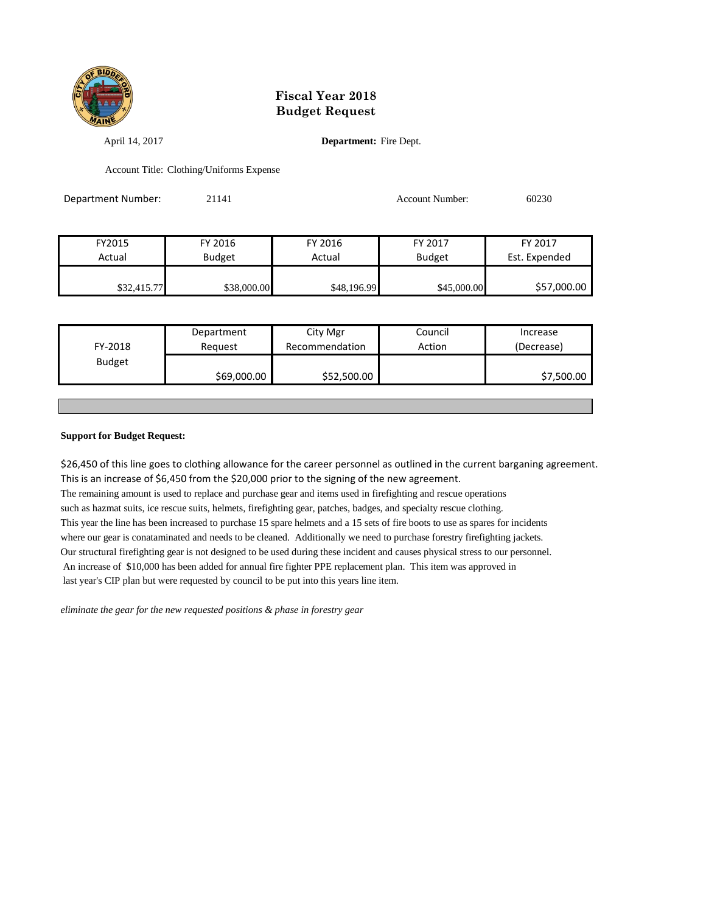# Fiscal Year 2018 Budget Request

April 14, 2017

**Department:** Fire Dept.

Account Title: Clothing/Uniforms Expense

Department Number: 21141

Account Number: 60230

| FY2015 Actual | FY 2016 Budget | FY 2016 Actual | FY 2017 Budget | FY 2017 Est. Expended |
|---|---|---|---|---|
| $32,415.77 | $38,000.00 | $48,196.99 | $45,000.00 | $57,000.00 |

| FY-2018 Budget | Department Request | City Mgr Recommendation | Council Action | Increase (Decrease) |
|---|---|---|---|---|
| | $69,000.00 | $52,500.00 | | $7,500.00 |

**Support for Budget Request:**

$26,450 of this line goes to clothing allowance for the career personnel as outlined in the current barganing agreement. This is an increase of $6,450 from the $20,000 prior to the signing of the new agreement.
The remaining amount is used to replace and purchase gear and items used in firefighting and rescue operations such as hazmat suits, ice rescue suits, helmets, firefighting gear, patches, badges, and specialty rescue clothing.
This year the line has been increased to purchase 15 spare helmets and a 15 sets of fire boots to use as spares for incidents where our gear is conataminated and needs to be cleaned. Additionally we need to purchase forestry firefighting jackets.
Our structural firefighting gear is not designed to be used during these incident and causes physical stress to our personnel.
An increase of $10,000 has been added for annual fire fighter PPE replacement plan. This item was approved in last year's CIP plan but were requested by council to be put into this years line item.

*eliminate the gear for the new requested positions & phase in forestry gear*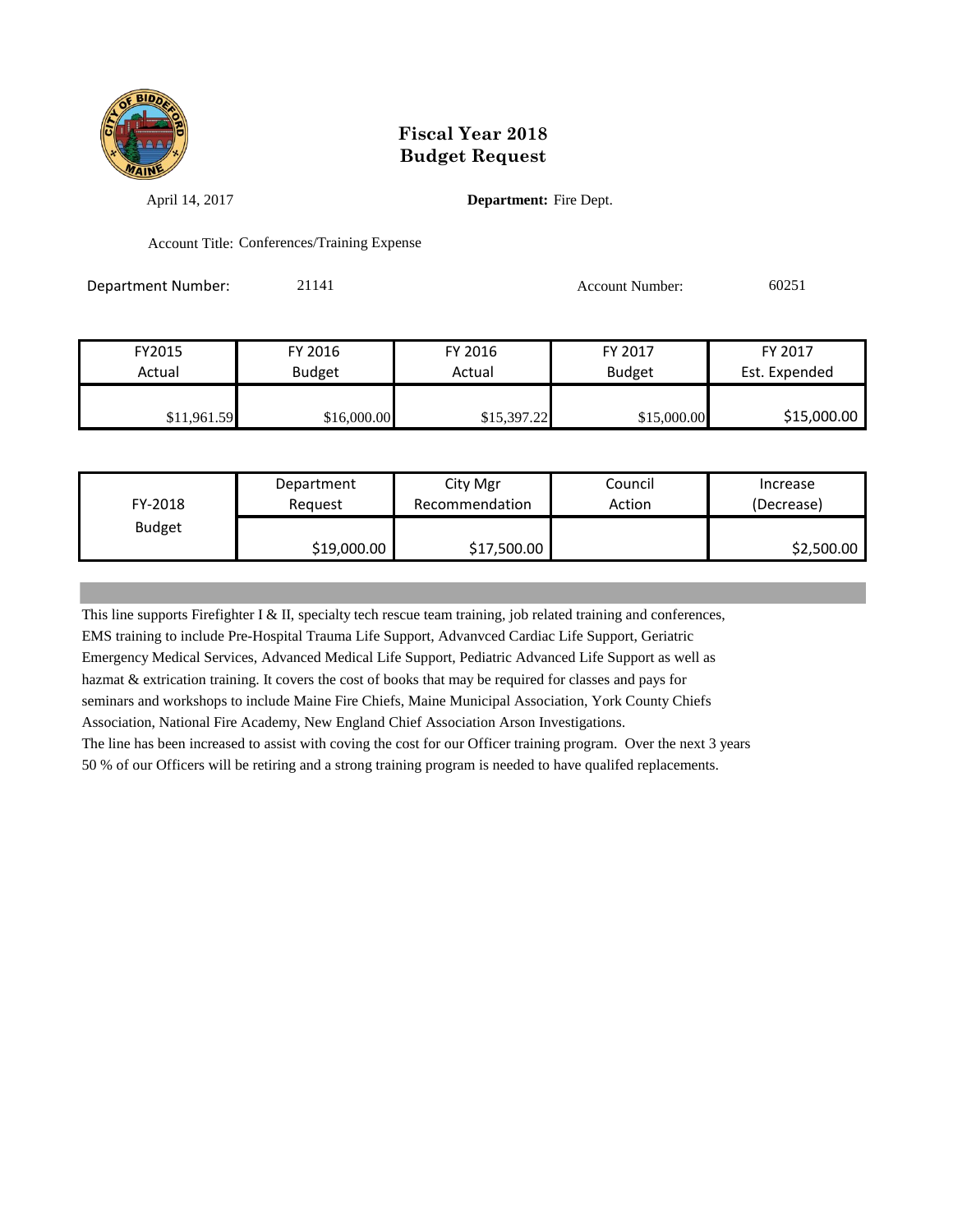# Fiscal Year 2018
# Budget Request

April 14, 2017

**Department:** Fire Dept.

Account Title: Conferences/Training Expense

Department Number: 21141

Account Number: 60251

| FY2015 Actual | FY 2016 Budget | FY 2016 Actual | FY 2017 Budget | FY 2017 Est. Expended |
|---|---|---|---|---|
| $11,961.59 | $16,000.00 | $15,397.22 | $15,000.00 | $15,000.00 |

| FY-2018 Budget | Department Request | City Mgr Recommendation | Council Action | Increase (Decrease) |
|---|---|---|---|---|
| | $19,000.00 | $17,500.00 | | $2,500.00 |

This line supports Firefighter I & II, specialty tech rescue team training, job related training and conferences, EMS training to include Pre-Hospital Trauma Life Support, Advanvced Cardiac Life Support, Geriatric Emergency Medical Services, Advanced Medical Life Support, Pediatric Advanced Life Support as well as hazmat & extrication training. It covers the cost of books that may be required for classes and pays for seminars and workshops to include Maine Fire Chiefs, Maine Municipal Association, York County Chiefs Association, National Fire Academy, New England Chief Association Arson Investigations.

The line has been increased to assist with coving the cost for our Officer training program. Over the next 3 years 50 % of our Officers will be retiring and a strong training program is needed to have qualifed replacements.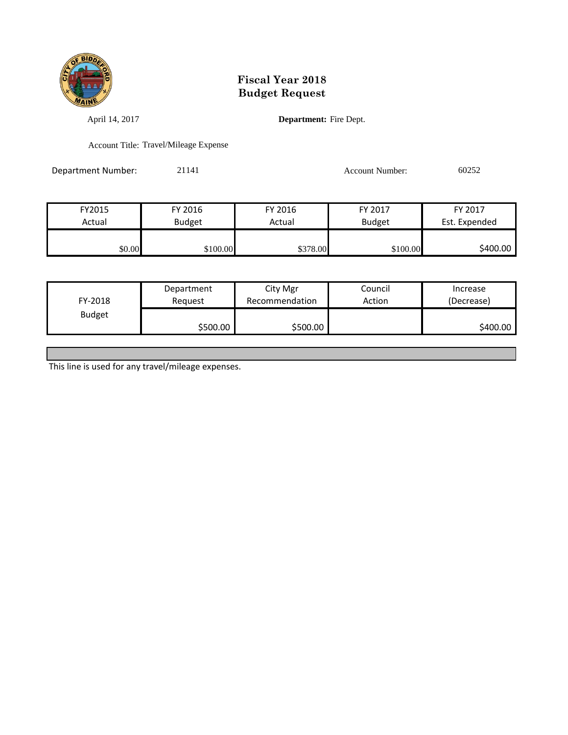# Fiscal Year 2018
# Budget Request

April 14, 2017

**Department:** Fire Dept.

Account Title: Travel/Mileage Expense

Department Number: 21141

Account Number: 60252

| FY2015 Actual | FY 2016 Budget | FY 2016 Actual | FY 2017 Budget | FY 2017 Est. Expended |
|---|---|---|---|---|
| $0.00 | $100.00 | $378.00 | $100.00 | $400.00 |

| FY-2018 Budget | Department Request | City Mgr Recommendation | Council Action | Increase (Decrease) |
|---|---|---|---|---|
| | $500.00 | $500.00 | | $400.00 |

This line is used for any travel/mileage expenses.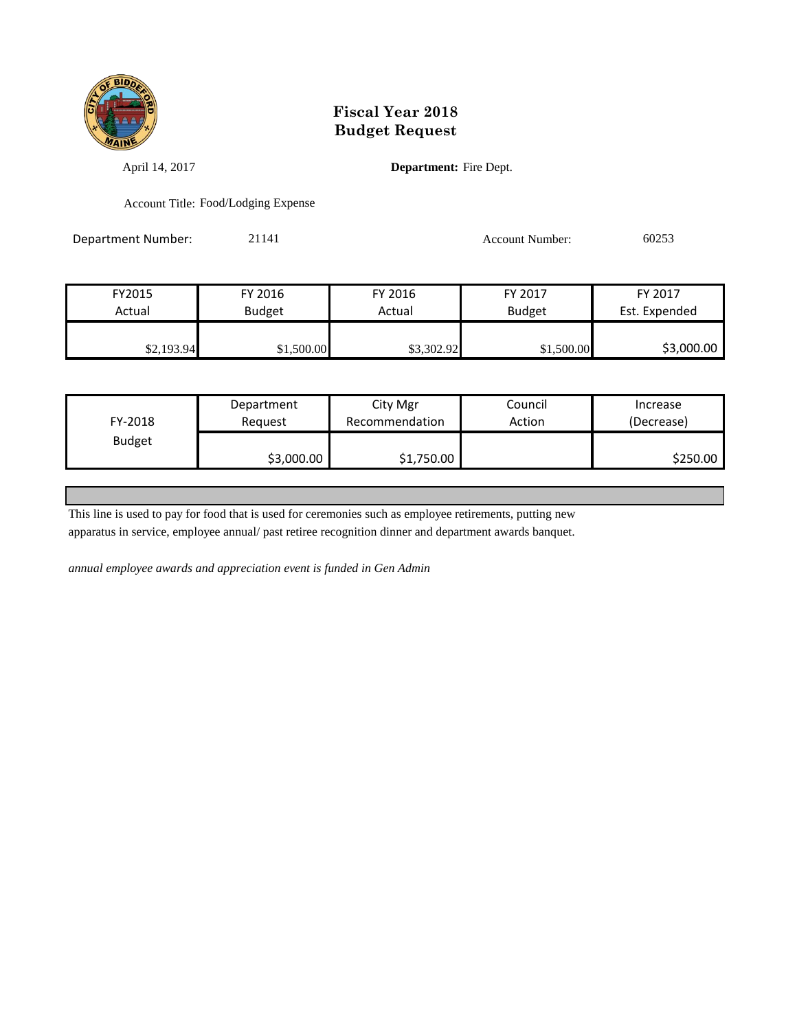# Fiscal Year 2018
# Budget Request

April 14, 2017 **Department:** Fire Dept.

Account Title: Food/Lodging Expense

Department Number: 21141 Account Number: 60253

| FY2015 Actual | FY 2016 Budget | FY 2016 Actual | FY 2017 Budget | FY 2017 Est. Expended |
|---|---|---|---|---|
| $2,193.94 | $1,500.00 | $3,302.92 | $1,500.00 | $3,000.00 |

| FY-2018 Budget | Department Request | City Mgr Recommendation | Council Action | Increase (Decrease) |
|---|---|---|---|---|
| | $3,000.00 | $1,750.00 | | $250.00 |

This line is used to pay for food that is used for ceremonies such as employee retirements, putting new apparatus in service, employee annual/ past retiree recognition dinner and department awards banquet.

*annual employee awards and appreciation event is funded in Gen Admin*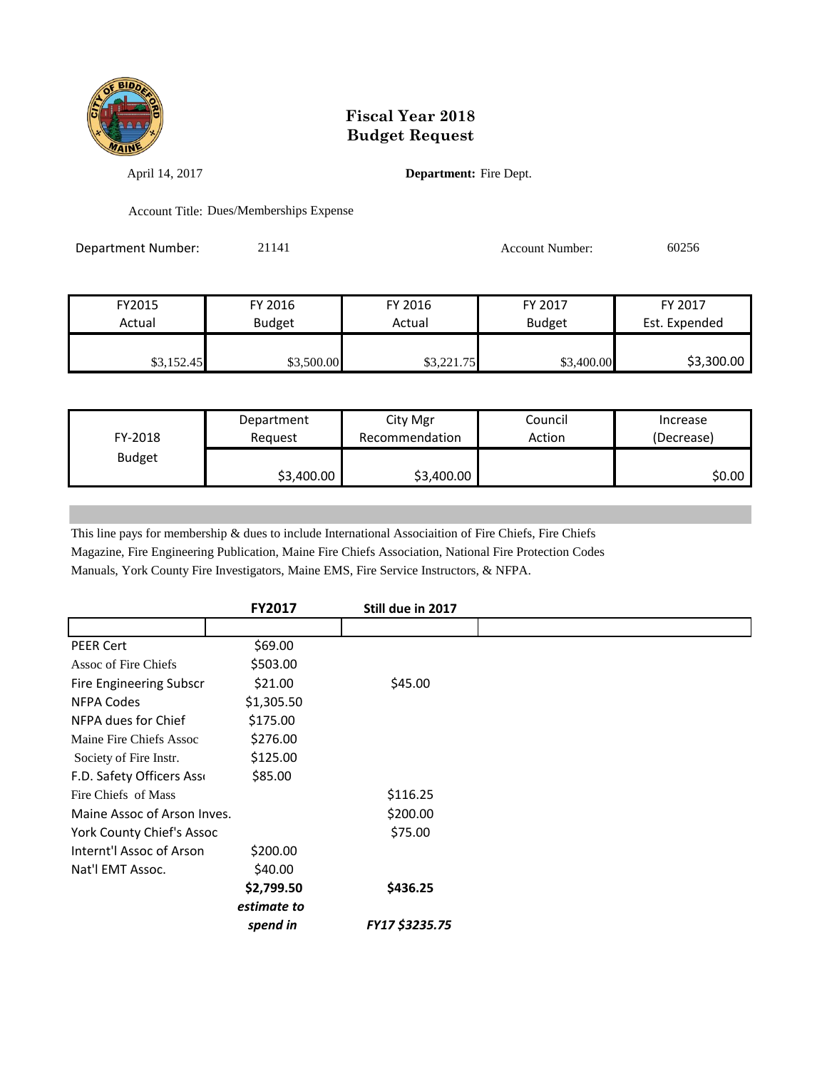# Fiscal Year 2018
# Budget Request

April 14, 2017

**Department:** Fire Dept.

Account Title: Dues/Memberships Expense

Department Number: 21141

Account Number: 60256

| FY2015 Actual | FY 2016 Budget | FY 2016 Actual | FY 2017 Budget | FY 2017 Est. Expended |
|---|---|---|---|---|
| $3,152.45 | $3,500.00 | $3,221.75 | $3,400.00 | $3,300.00 |

| FY-2018 Budget | Department Request | City Mgr Recommendation | Council Action | Increase (Decrease) |
|---|---|---|---|---|
| | $3,400.00 | $3,400.00 | | $0.00 |

This line pays for membership & dues to include International Associaition of Fire Chiefs, Fire Chiefs Magazine, Fire Engineering Publication, Maine Fire Chiefs Association, National Fire Protection Codes Manuals, York County Fire Investigators, Maine EMS, Fire Service Instructors, & NFPA.

| | **FY2017** | **Still due in 2017** |
|---|---|---|
| PEER Cert | $69.00 | |
| Assoc of Fire Chiefs | $503.00 | |
| Fire Engineering Subscr | $21.00 | $45.00 |
| NFPA Codes | $1,305.50 | |
| NFPA dues for Chief | $175.00 | |
| Maine Fire Chiefs Assoc | $276.00 | |
| Society of Fire Instr. | $125.00 | |
| F.D. Safety Officers Ass | $85.00 | |
| Fire Chiefs of Mass | | $116.25 |
| Maine Assoc of Arson Inves. | | $200.00 |
| York County Chief's Assoc | | $75.00 |
| Internt'l Assoc of Arson | $200.00 | |
| Nat'l EMT Assoc. | $40.00 | |
| | **$2,799.50** | **$436.25** |
| | ***estimate to spend in*** | ***FY17 $3235.75*** |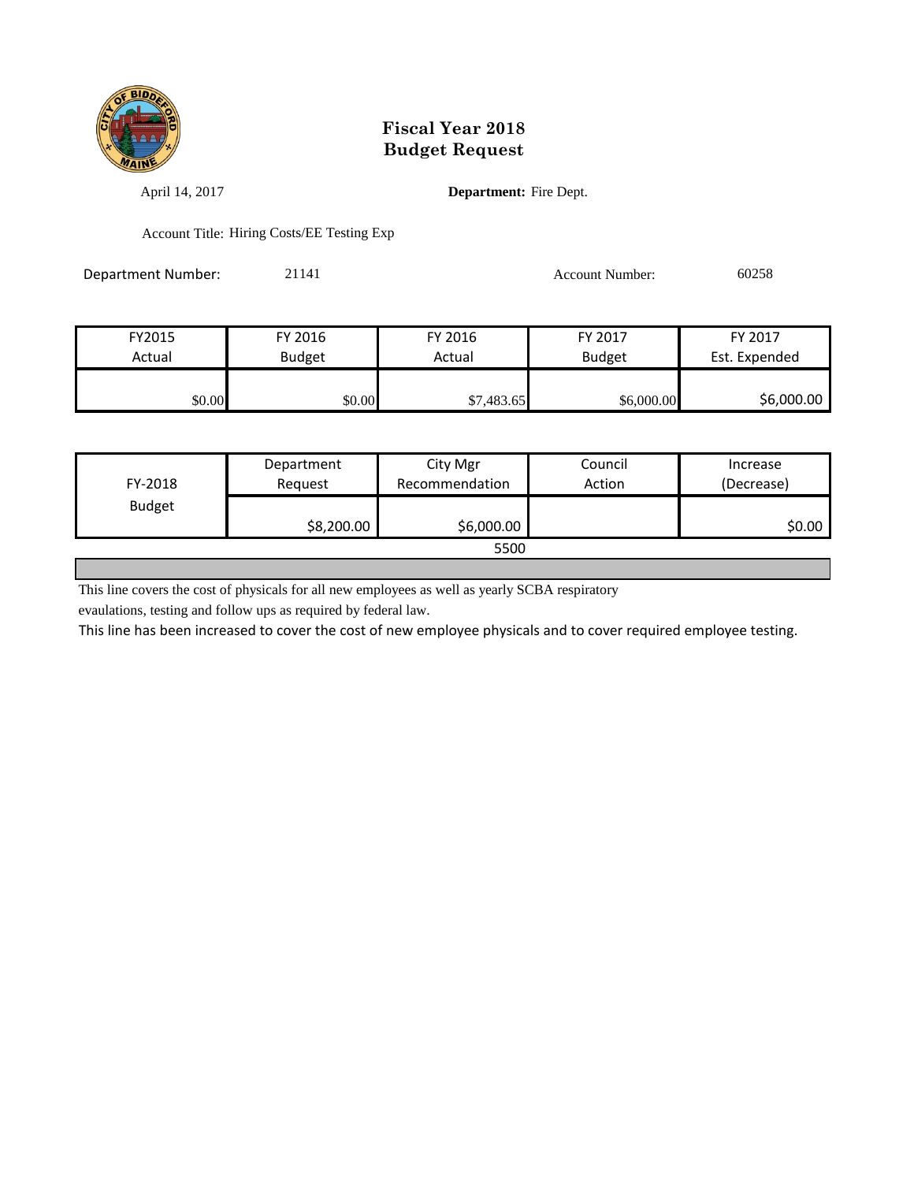# Fiscal Year 2018
# Budget Request

April 14, 2017

**Department:** Fire Dept.

Account Title: Hiring Costs/EE Testing Exp

Department Number: 21141

Account Number: 60258

| FY2015 Actual | FY 2016 Budget | FY 2016 Actual | FY 2017 Budget | FY 2017 Est. Expended |
|---|---|---|---|---|
| $0.00 | $0.00 | $7,483.65 | $6,000.00 | $6,000.00 |

| FY-2018 Budget | Department Request | City Mgr Recommendation | Council Action | Increase (Decrease) |
|---|---|---|---|---|
| | $8,200.00 | $6,000.00 | | $0.00 |
| | | 5500 | | |

This line covers the cost of physicals for all new employees as well as yearly SCBA respiratory evaulations, testing and follow ups as required by federal law.

This line has been increased to cover the cost of new employee physicals and to cover required employee testing.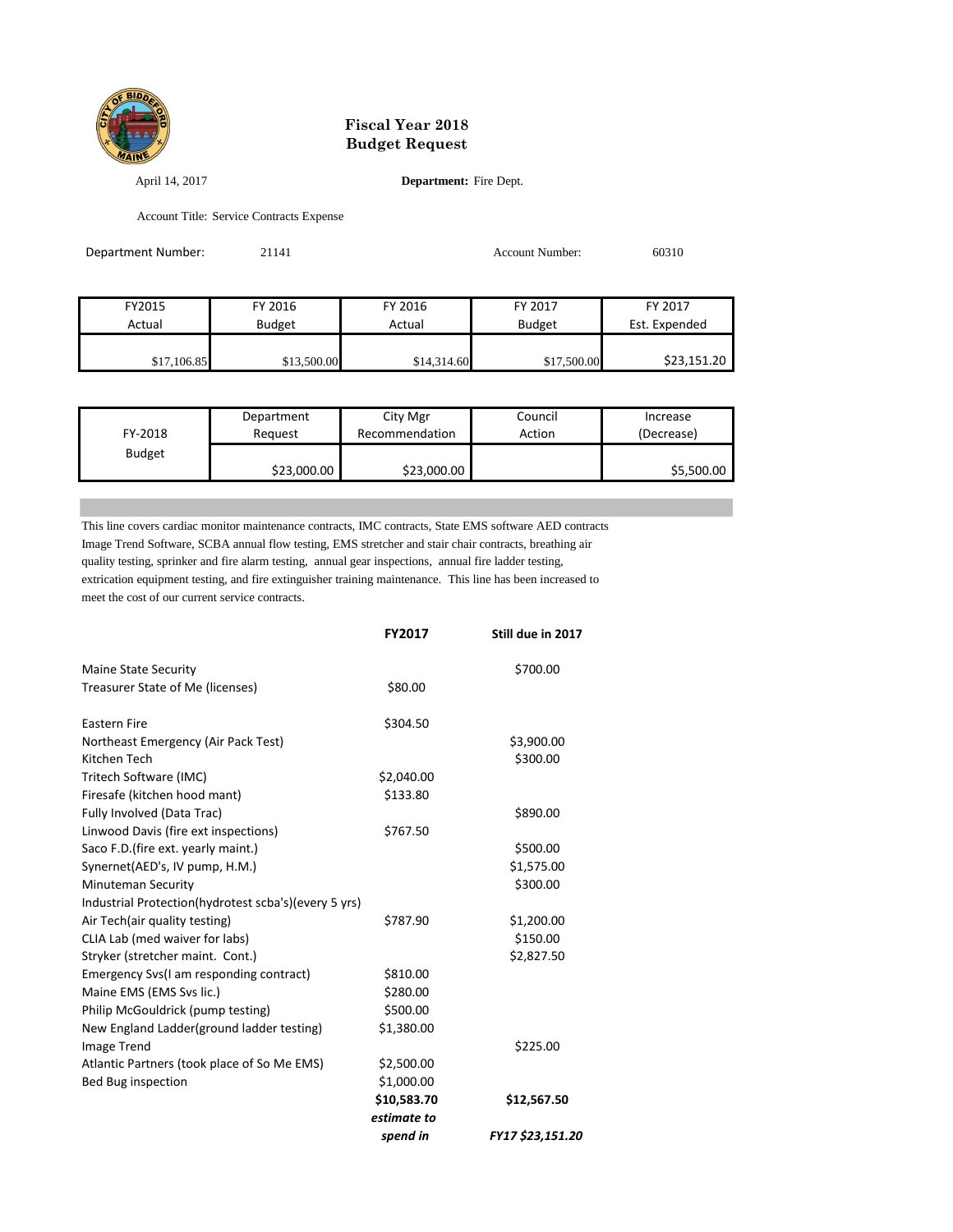# Fiscal Year 2018
# Budget Request

April 14, 2017

**Department:** Fire Dept.

Account Title: Service Contracts Expense

Department Number: 21141

Account Number: 60310

| FY2015 Actual | FY 2016 Budget | FY 2016 Actual | FY 2017 Budget | FY 2017 Est. Expended |
|---|---|---|---|---|
| $17,106.85 | $13,500.00 | $14,314.60 | $17,500.00 | $23,151.20 |

| FY-2018 Budget | Department Request | City Mgr Recommendation | Council Action | Increase (Decrease) |
|---|---|---|---|---|
| | $23,000.00 | $23,000.00 | | $5,500.00 |

This line covers cardiac monitor maintenance contracts, IMC contracts, State EMS software AED contracts Image Trend Software, SCBA annual flow testing, EMS stretcher and stair chair contracts, breathing air quality testing, sprinkler and fire alarm testing, annual gear inspections, annual fire ladder testing, extrication equipment testing, and fire extinguisher training maintenance. This line has been increased to meet the cost of our current service contracts.

| | **FY2017** | **Still due in 2017** |
|---|---|---|
| Maine State Security | | $700.00 |
| Treasurer State of Me (licenses) | $80.00 | |
| Eastern Fire | $304.50 | |
| Northeast Emergency (Air Pack Test) | | $3,900.00 |
| Kitchen Tech | | $300.00 |
| Tritech Software (IMC) | $2,040.00 | |
| Firesafe (kitchen hood mant) | $133.80 | |
| Fully Involved (Data Trac) | | $890.00 |
| Linwood Davis (fire ext inspections) | $767.50 | |
| Saco F.D.(fire ext. yearly maint.) | | $500.00 |
| Synernet(AED's, IV pump, H.M.) | | $1,575.00 |
| Minuteman Security | | $300.00 |
| Industrial Protection(hydrotest scba's)(every 5 yrs) | | |
| Air Tech(air quality testing) | $787.90 | $1,200.00 |
| CLIA Lab (med waiver for labs) | | $150.00 |
| Stryker (stretcher maint. Cont.) | | $2,827.50 |
| Emergency Svs(I am responding contract) | $810.00 | |
| Maine EMS (EMS Svs lic.) | $280.00 | |
| Philip McGouldrick (pump testing) | $500.00 | |
| New England Ladder(ground ladder testing) | $1,380.00 | |
| Image Trend | | $225.00 |
| Atlantic Partners (took place of So Me EMS) | $2,500.00 | |
| Bed Bug inspection | $1,000.00 | |
| | **$10,583.70** | **$12,567.50** |
| | ***estimate to spend in*** | ***FY17 $23,151.20*** |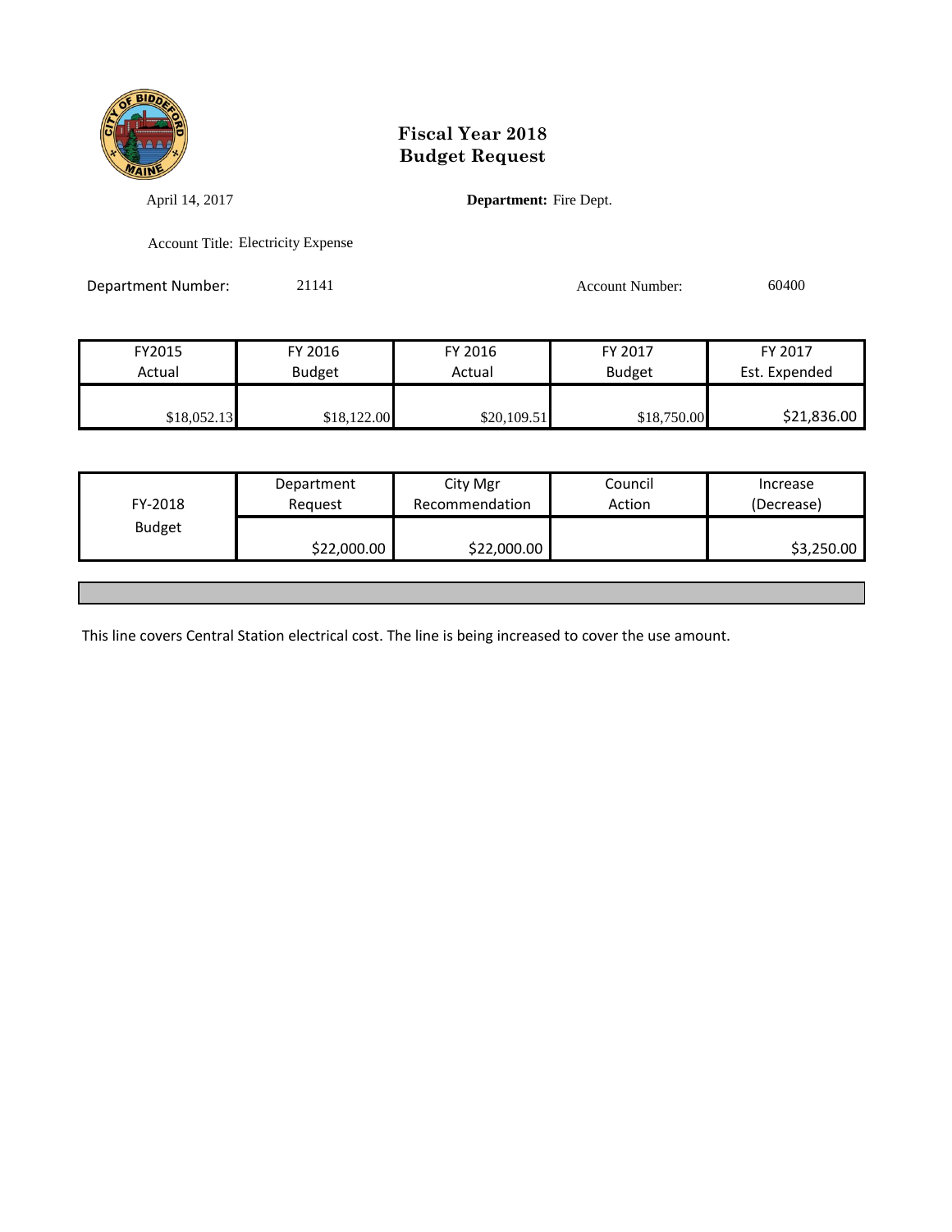# Fiscal Year 2018
# Budget Request

April 14, 2017

**Department:** Fire Dept.

Account Title: Electricity Expense

Department Number: 21141

Account Number: 60400

| FY2015 Actual | FY 2016 Budget | FY 2016 Actual | FY 2017 Budget | FY 2017 Est. Expended |
|---|---|---|---|---|
| $18,052.13 | $18,122.00 | $20,109.51 | $18,750.00 | $21,836.00 |

| FY-2018 Budget | Department Request | City Mgr Recommendation | Council Action | Increase (Decrease) |
|---|---|---|---|---|
| | $22,000.00 | $22,000.00 | | $3,250.00 |

This line covers Central Station electrical cost. The line is being increased to cover the use amount.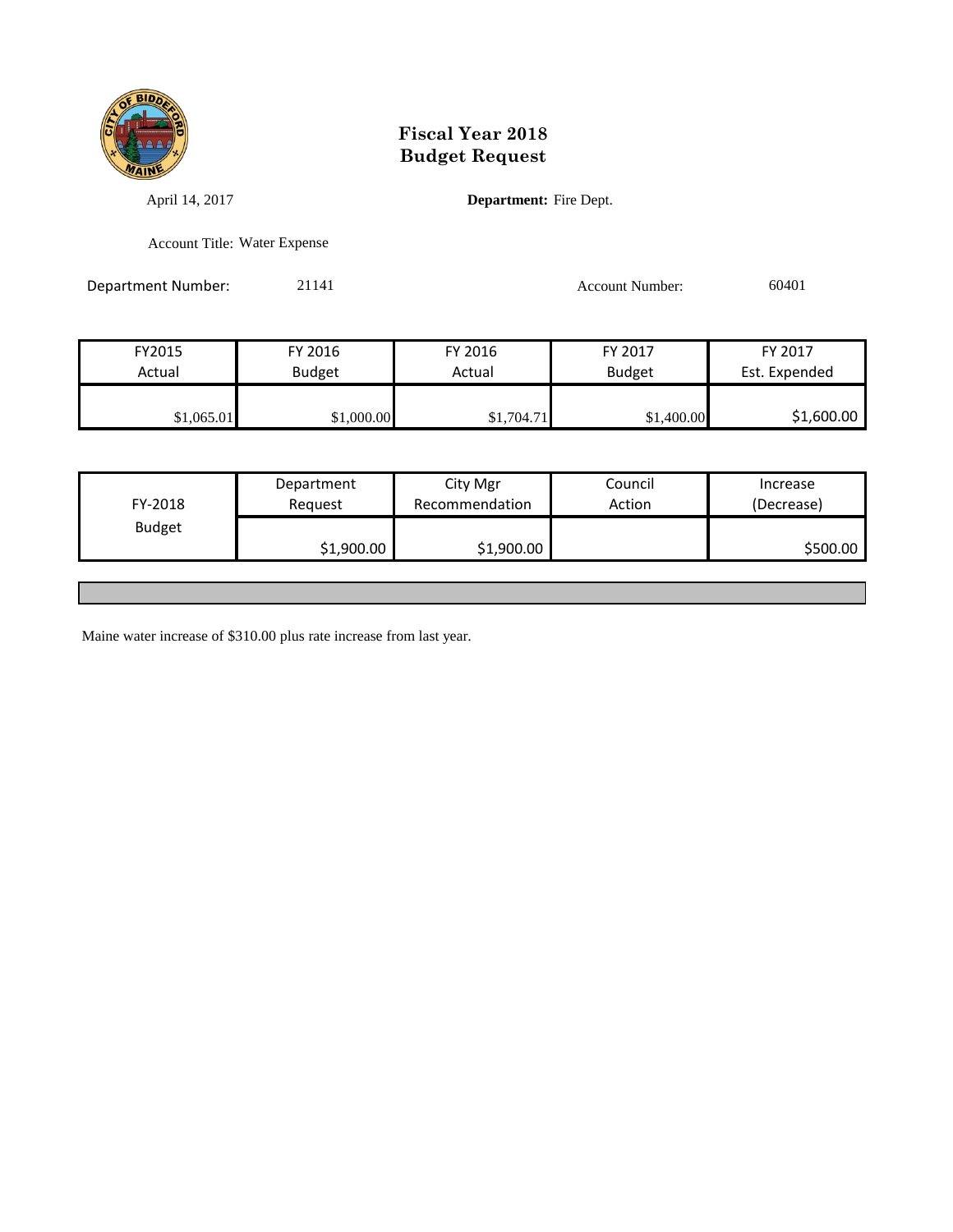# Fiscal Year 2018
# Budget Request

April 14, 2017

**Department:** Fire Dept.

Account Title: Water Expense

Department Number: 21141

Account Number: 60401

| FY2015 Actual | FY 2016 Budget | FY 2016 Actual | FY 2017 Budget | FY 2017 Est. Expended |
|---|---|---|---|---|
| $1,065.01 | $1,000.00 | $1,704.71 | $1,400.00 | $1,600.00 |

| FY-2018 Budget | Department Request | City Mgr Recommendation | Council Action | Increase (Decrease) |
|---|---|---|---|---|
| | $1,900.00 | $1,900.00 | | $500.00 |

Maine water increase of $310.00 plus rate increase from last year.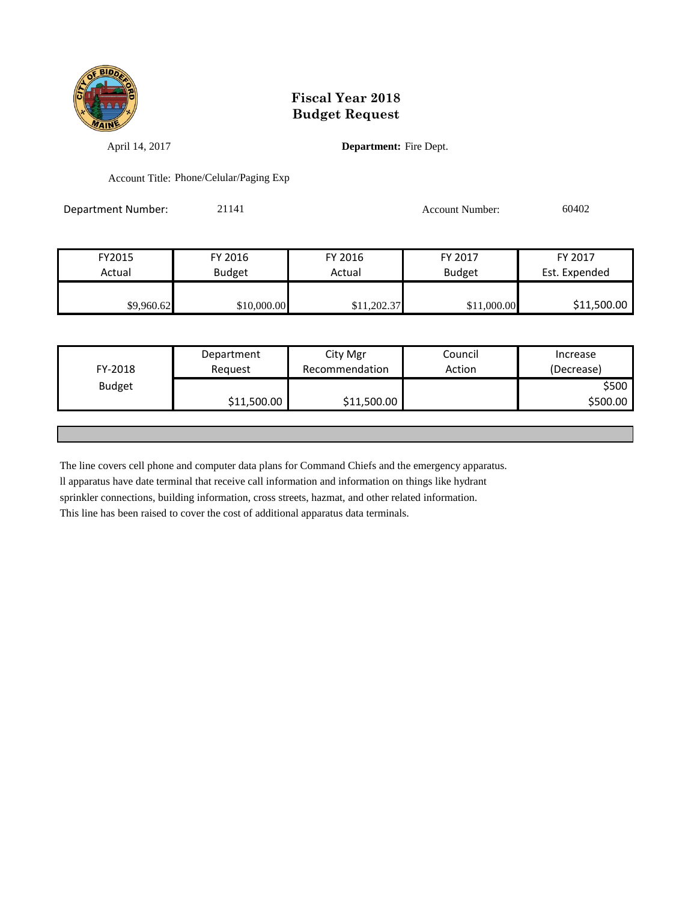# Fiscal Year 2018
# Budget Request

April 14, 2017

**Department:** Fire Dept.

Account Title: Phone/Celular/Paging Exp

Department Number: 21141

Account Number: 60402

| FY2015 Actual | FY 2016 Budget | FY 2016 Actual | FY 2017 Budget | FY 2017 Est. Expended |
|---|---|---|---|---|
| $9,960.62 | $10,000.00 | $11,202.37 | $11,000.00 | $11,500.00 |

| FY-2018 Budget | Department Request | City Mgr Recommendation | Council Action | Increase (Decrease) |
|---|---|---|---|---|
| | | | | $500 |
| | $11,500.00 | $11,500.00 | | $500.00 |

The line covers cell phone and computer data plans for Command Chiefs and the emergency apparatus.
ll apparatus have date terminal that receive call information and information on things like hydrant sprinkler connections, building information, cross streets, hazmat, and other related information.
This line has been raised to cover the cost of additional apparatus data terminals.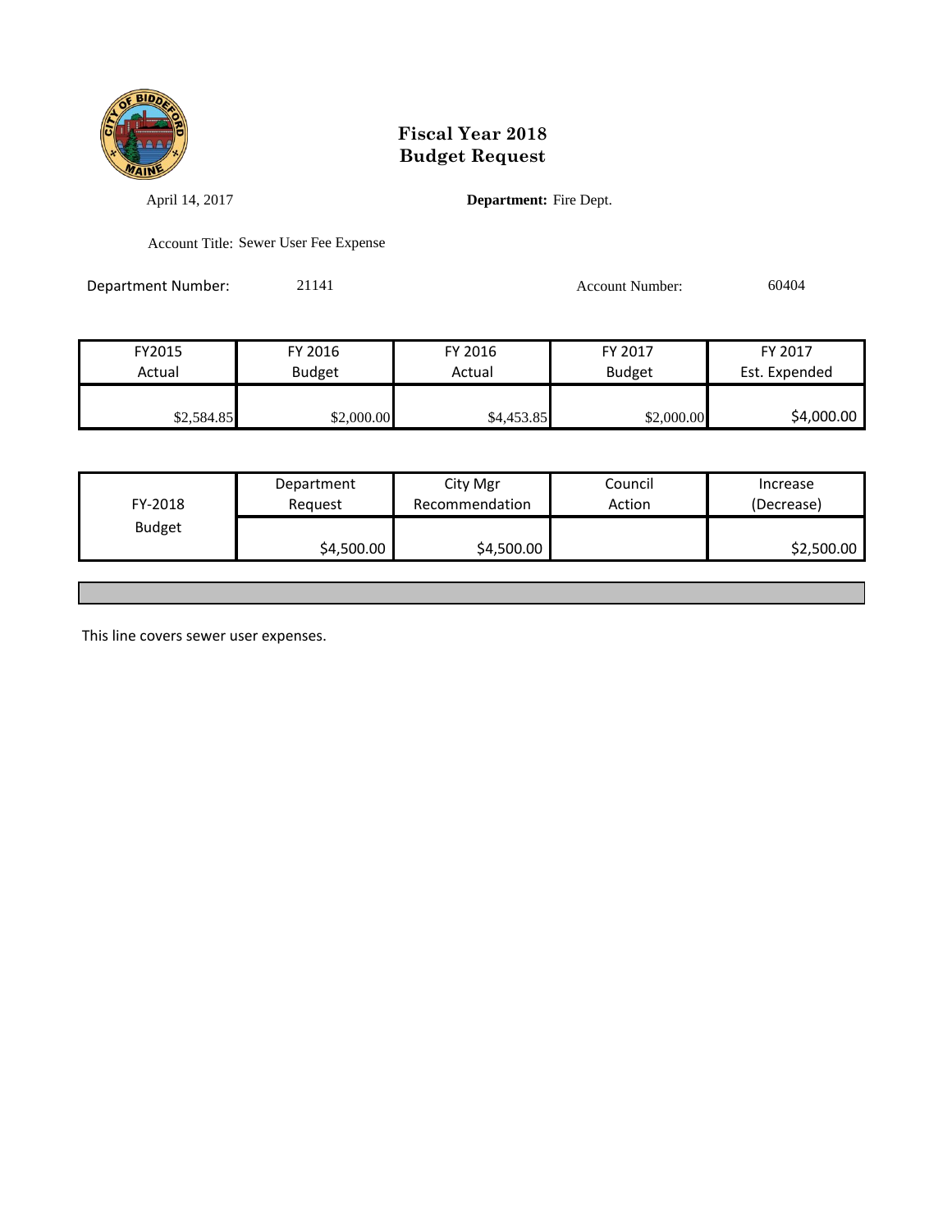# Fiscal Year 2018
# Budget Request

April 14, 2017

**Department:** Fire Dept.

Account Title: Sewer User Fee Expense

Department Number: 21141

Account Number: 60404

| FY2015 Actual | FY 2016 Budget | FY 2016 Actual | FY 2017 Budget | FY 2017 Est. Expended |
|---|---|---|---|---|
| $2,584.85 | $2,000.00 | $4,453.85 | $2,000.00 | $4,000.00 |

| FY-2018 Budget | Department Request | City Mgr Recommendation | Council Action | Increase (Decrease) |
|---|---|---|---|---|
| | $4,500.00 | $4,500.00 | | $2,500.00 |

This line covers sewer user expenses.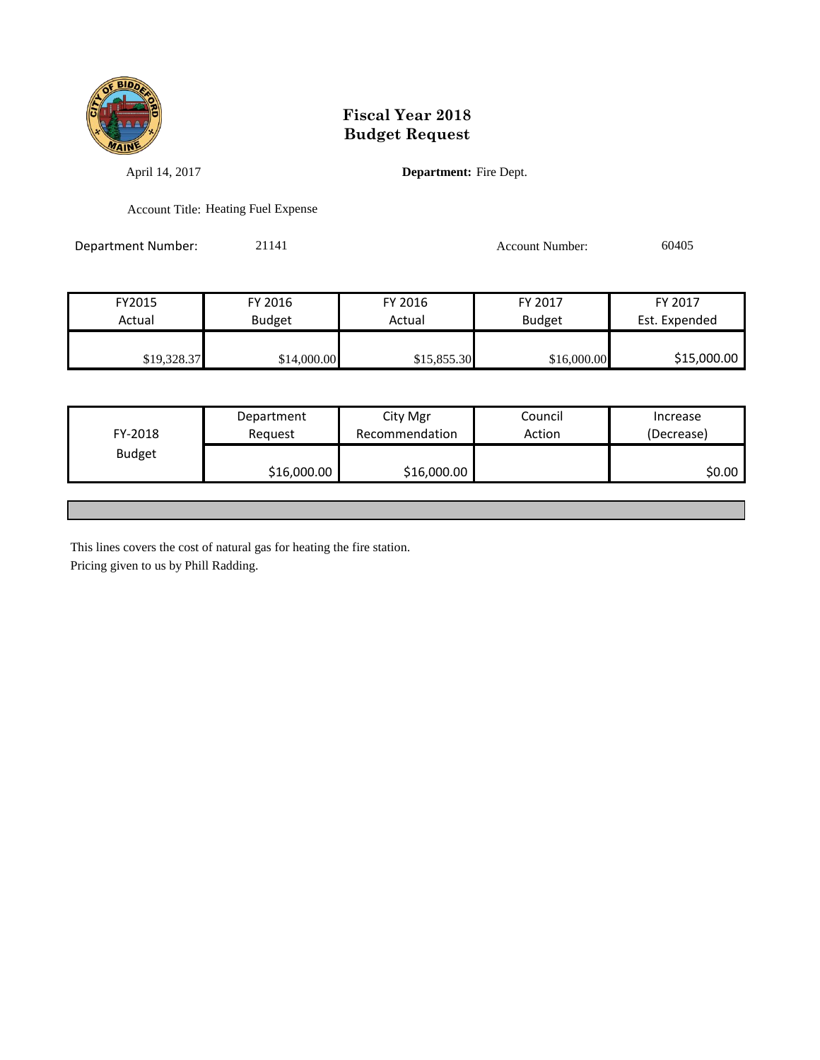# Fiscal Year 2018
# Budget Request

April 14, 2017 **Department:** Fire Dept.

Account Title: Heating Fuel Expense

Department Number: 21141 Account Number: 60405

| FY2015 Actual | FY 2016 Budget | FY 2016 Actual | FY 2017 Budget | FY 2017 Est. Expended |
|---|---|---|---|---|
| $19,328.37 | $14,000.00 | $15,855.30 | $16,000.00 | $15,000.00 |

| FY-2018 Budget | Department Request | City Mgr Recommendation | Council Action | Increase (Decrease) |
|---|---|---|---|---|
| | $16,000.00 | $16,000.00 | | $0.00 |

This lines covers the cost of natural gas for heating the fire station.
Pricing given to us by Phill Radding.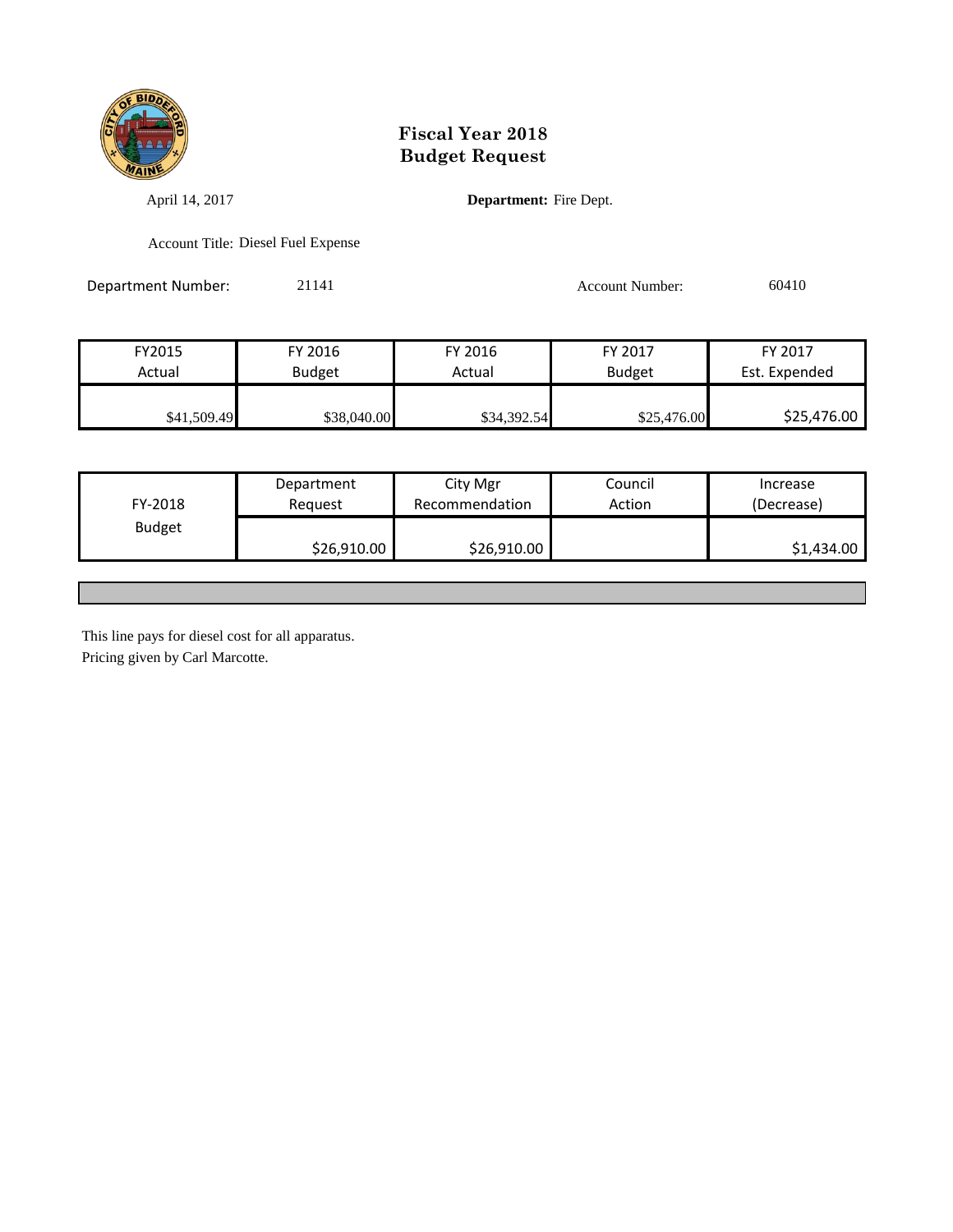# Fiscal Year 2018
# Budget Request

April 14, 2017 **Department:** Fire Dept.

Account Title: Diesel Fuel Expense

Department Number: 21141 Account Number: 60410

| FY2015 Actual | FY 2016 Budget | FY 2016 Actual | FY 2017 Budget | FY 2017 Est. Expended |
|---|---|---|---|---|
| $41,509.49 | $38,040.00 | $34,392.54 | $25,476.00 | $25,476.00 |

| FY-2018 Budget | Department Request | City Mgr Recommendation | Council Action | Increase (Decrease) |
|---|---|---|---|---|
| | $26,910.00 | $26,910.00 | | $1,434.00 |

This line pays for diesel cost for all apparatus.
Pricing given by Carl Marcotte.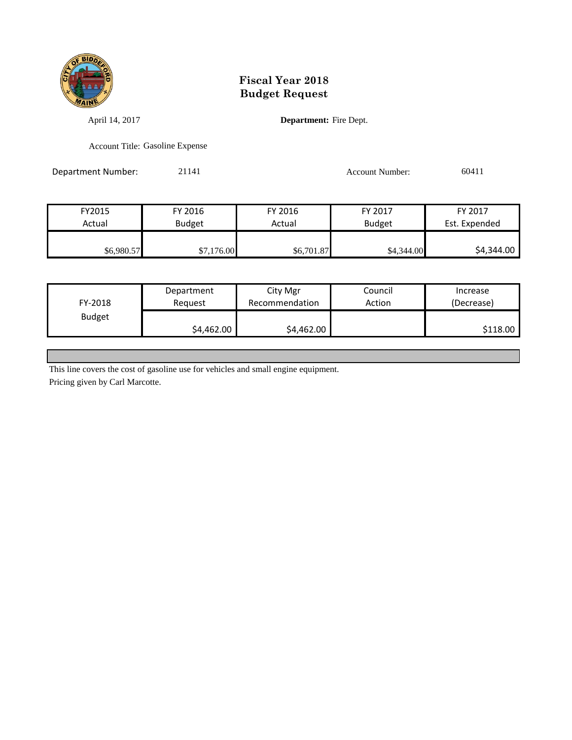# Fiscal Year 2018
# Budget Request

April 14, 2017

**Department:** Fire Dept.

Account Title: Gasoline Expense

Department Number: 21141

Account Number: 60411

| FY2015 Actual | FY 2016 Budget | FY 2016 Actual | FY 2017 Budget | FY 2017 Est. Expended |
|---|---|---|---|---|
| $6,980.57 | $7,176.00 | $6,701.87 | $4,344.00 | $4,344.00 |

| FY-2018 Budget | Department Request | City Mgr Recommendation | Council Action | Increase (Decrease) |
|---|---|---|---|---|
| | $4,462.00 | $4,462.00 | | $118.00 |

This line covers the cost of gasoline use for vehicles and small engine equipment.

Pricing given by Carl Marcotte.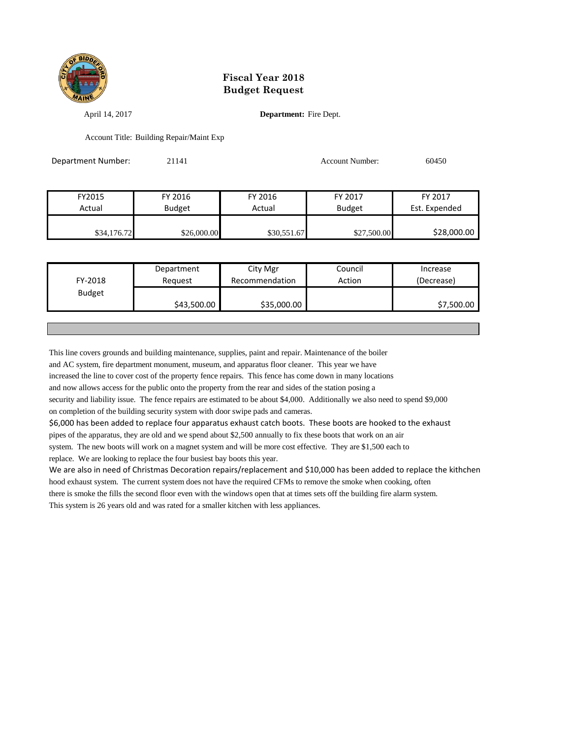# Fiscal Year 2018
# Budget Request

April 14, 2017

**Department:** Fire Dept.

Account Title: Building Repair/Maint Exp

Department Number: 21141

Account Number: 60450

| FY2015 Actual | FY 2016 Budget | FY 2016 Actual | FY 2017 Budget | FY 2017 Est. Expended |
|---|---|---|---|---|
| $34,176.72 | $26,000.00 | $30,551.67 | $27,500.00 | $28,000.00 |

| FY-2018 Budget | Department Request | City Mgr Recommendation | Council Action | Increase (Decrease) |
|---|---|---|---|---|
| | $43,500.00 | $35,000.00 | | $7,500.00 |

This line covers grounds and building maintenance, supplies, paint and repair. Maintenance of the boiler and AC system, fire department monument, museum, and apparatus floor cleaner. This year we have increased the line to cover cost of the property fence repairs. This fence has come down in many locations and now allows access for the public onto the property from the rear and sides of the station posing a security and liability issue. The fence repairs are estimated to be about $4,000. Additionally we also need to spend $9,000 on completion of the building security system with door swipe pads and cameras.

$6,000 has been added to replace four apparatus exhaust catch boots. These boots are hooked to the exhaust pipes of the apparatus, they are old and we spend about $2,500 annually to fix these boots that work on an air system. The new boots will work on a magnet system and will be more cost effective. They are $1,500 each to replace. We are looking to replace the four busiest bay boots this year.

We are also in need of Christmas Decoration repairs/replacement and $10,000 has been added to replace the kithchen hood exhaust system. The current system does not have the required CFMs to remove the smoke when cooking, often there is smoke the fills the second floor even with the windows open that at times sets off the building fire alarm system. This system is 26 years old and was rated for a smaller kitchen with less appliances.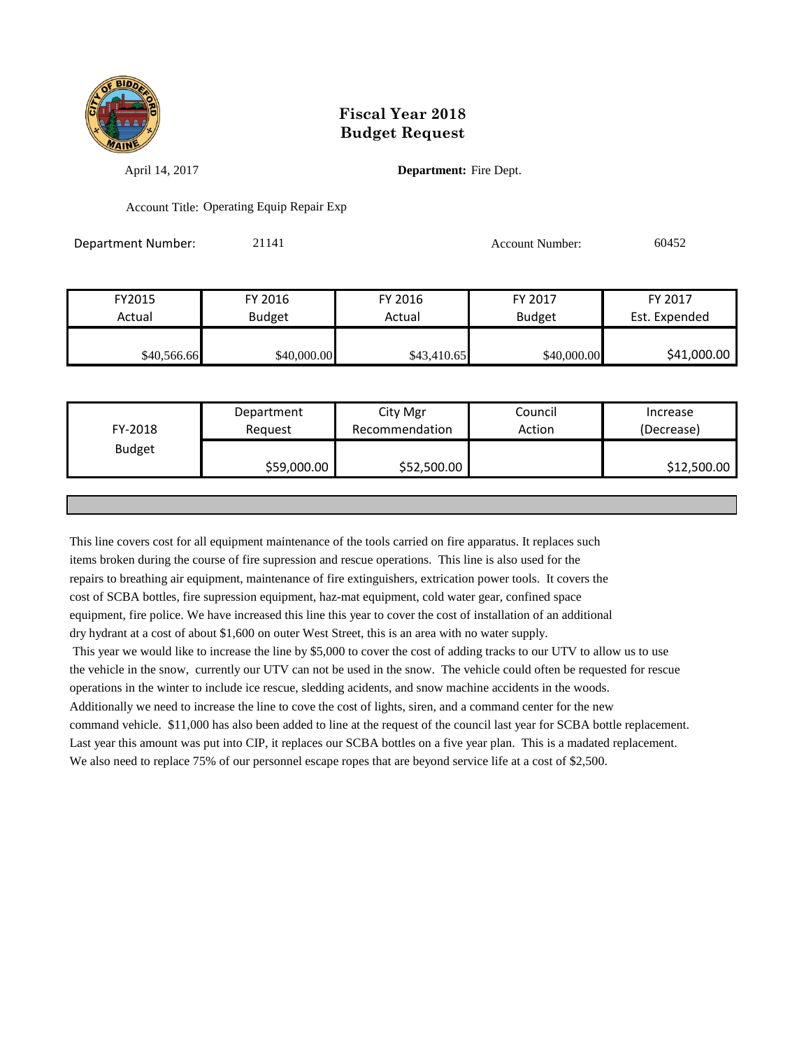# Fiscal Year 2018
# Budget Request

April 14, 2017 **Department:** Fire Dept.

Account Title: Operating Equip Repair Exp

Department Number: 21141 Account Number: 60452

| FY2015 Actual | FY 2016 Budget | FY 2016 Actual | FY 2017 Budget | FY 2017 Est. Expended |
|---|---|---|---|---|
| $40,566.66 | $40,000.00 | $43,410.65 | $40,000.00 | $41,000.00 |

| FY-2018 Budget | Department Request | City Mgr Recommendation | Council Action | Increase (Decrease) |
|---|---|---|---|---|
| | $59,000.00 | $52,500.00 | | $12,500.00 |

This line covers cost for all equipment maintenance of the tools carried on fire apparatus. It replaces such items broken during the course of fire supression and rescue operations. This line is also used for the repairs to breathing air equipment, maintenance of fire extinguishers, extrication power tools. It covers the cost of SCBA bottles, fire supression equipment, haz-mat equipment, cold water gear, confined space equipment, fire police. We have increased this line this year to cover the cost of installation of an additional dry hydrant at a cost of about $1,600 on outer West Street, this is an area with no water supply.

This year we would like to increase the line by $5,000 to cover the cost of adding tracks to our UTV to allow us to use the vehicle in the snow, currently our UTV can not be used in the snow. The vehicle could often be requested for rescue operations in the winter to include ice rescue, sledding acidents, and snow machine accidents in the woods. Additionally we need to increase the line to cove the cost of lights, siren, and a command center for the new command vehicle. $11,000 has also been added to line at the request of the council last year for SCBA bottle replacement. Last year this amount was put into CIP, it replaces our SCBA bottles on a five year plan. This is a madated replacement. We also need to replace 75% of our personnel escape ropes that are beyond service life at a cost of $2,500.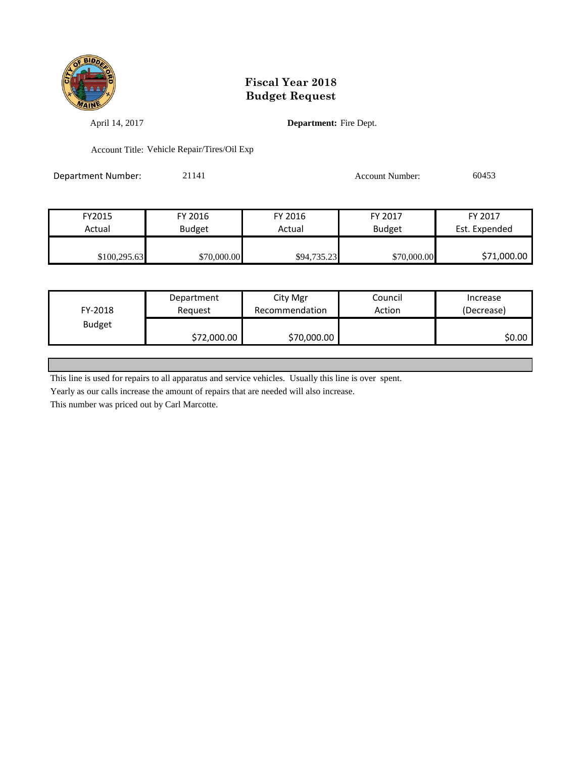# Fiscal Year 2018
# Budget Request

April 14, 2017

**Department:** Fire Dept.

Account Title: Vehicle Repair/Tires/Oil Exp

Department Number: 21141

Account Number: 60453

| FY2015 Actual | FY 2016 Budget | FY 2016 Actual | FY 2017 Budget | FY 2017 Est. Expended |
|---|---|---|---|---|
| $100,295.63 | $70,000.00 | $94,735.23 | $70,000.00 | $71,000.00 |

| FY-2018 Budget | Department Request | City Mgr Recommendation | Council Action | Increase (Decrease) |
|---|---|---|---|---|
| | $72,000.00 | $70,000.00 | | $0.00 |

This line is used for repairs to all apparatus and service vehicles. Usually this line is over spent.

Yearly as our calls increase the amount of repairs that are needed will also increase.

This number was priced out by Carl Marcotte.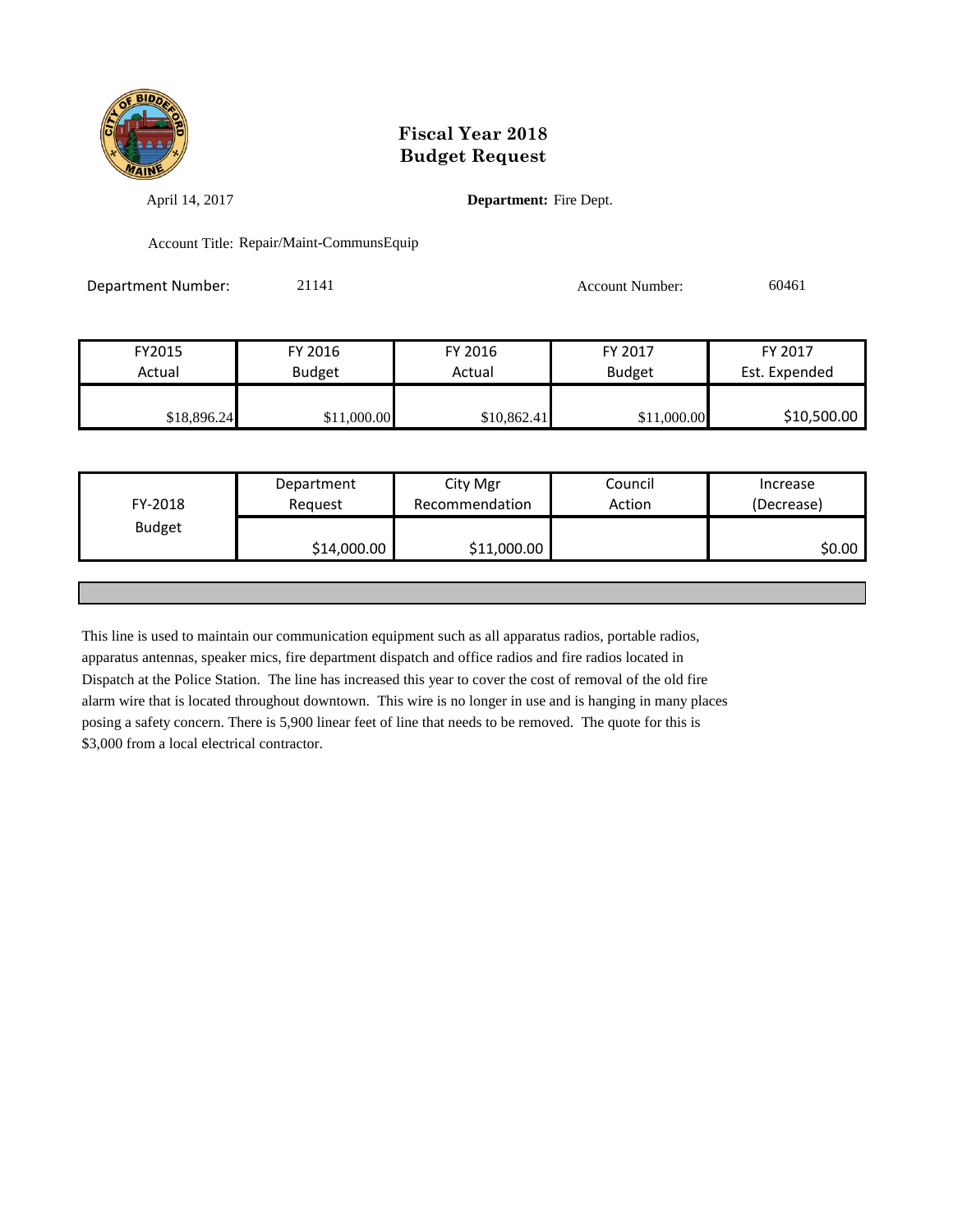# Fiscal Year 2018
# Budget Request

April 14, 2017

**Department:** Fire Dept.

Account Title: Repair/Maint-CommunsEquip

Department Number: 21141

Account Number: 60461

| FY2015 Actual | FY 2016 Budget | FY 2016 Actual | FY 2017 Budget | FY 2017 Est. Expended |
|---|---|---|---|---|
| $18,896.24 | $11,000.00 | $10,862.41 | $11,000.00 | $10,500.00 |

| FY-2018 Budget | Department Request | City Mgr Recommendation | Council Action | Increase (Decrease) |
|---|---|---|---|---|
| | $14,000.00 | $11,000.00 | | $0.00 |

This line is used to maintain our communication equipment such as all apparatus radios, portable radios, apparatus antennas, speaker mics, fire department dispatch and office radios and fire radios located in Dispatch at the Police Station. The line has increased this year to cover the cost of removal of the old fire alarm wire that is located throughout downtown. This wire is no longer in use and is hanging in many places posing a safety concern. There is 5,900 linear feet of line that needs to be removed. The quote for this is $3,000 from a local electrical contractor.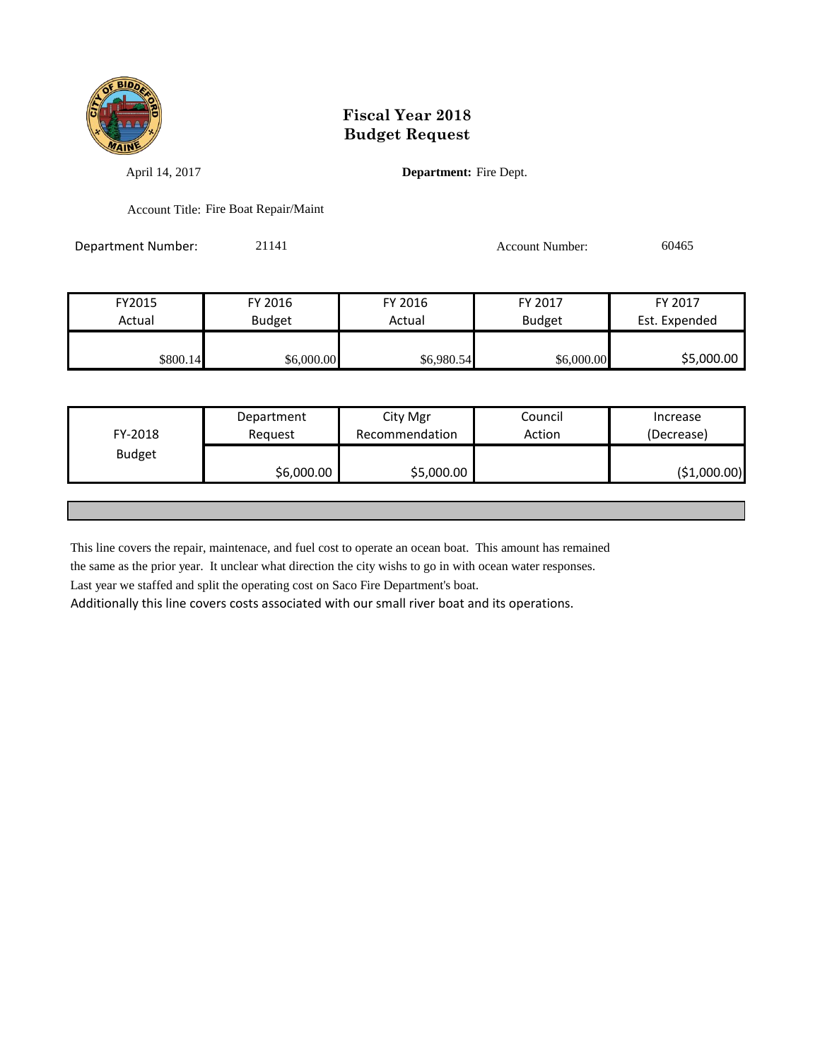# Fiscal Year 2018
# Budget Request

April 14, 2017

**Department:** Fire Dept.

Account Title: Fire Boat Repair/Maint

Department Number: 21141

Account Number: 60465

| FY2015 Actual | FY 2016 Budget | FY 2016 Actual | FY 2017 Budget | FY 2017 Est. Expended |
|---|---|---|---|---|
| $800.14 | $6,000.00 | $6,980.54 | $6,000.00 | $5,000.00 |

| FY-2018 Budget | Department Request | City Mgr Recommendation | Council Action | Increase (Decrease) |
|---|---|---|---|---|
| | $6,000.00 | $5,000.00 | | ($1,000.00) |

This line covers the repair, maintenace, and fuel cost to operate an ocean boat. This amount has remained the same as the prior year. It unclear what direction the city wishs to go in with ocean water responses. Last year we staffed and split the operating cost on Saco Fire Department's boat.

Additionally this line covers costs associated with our small river boat and its operations.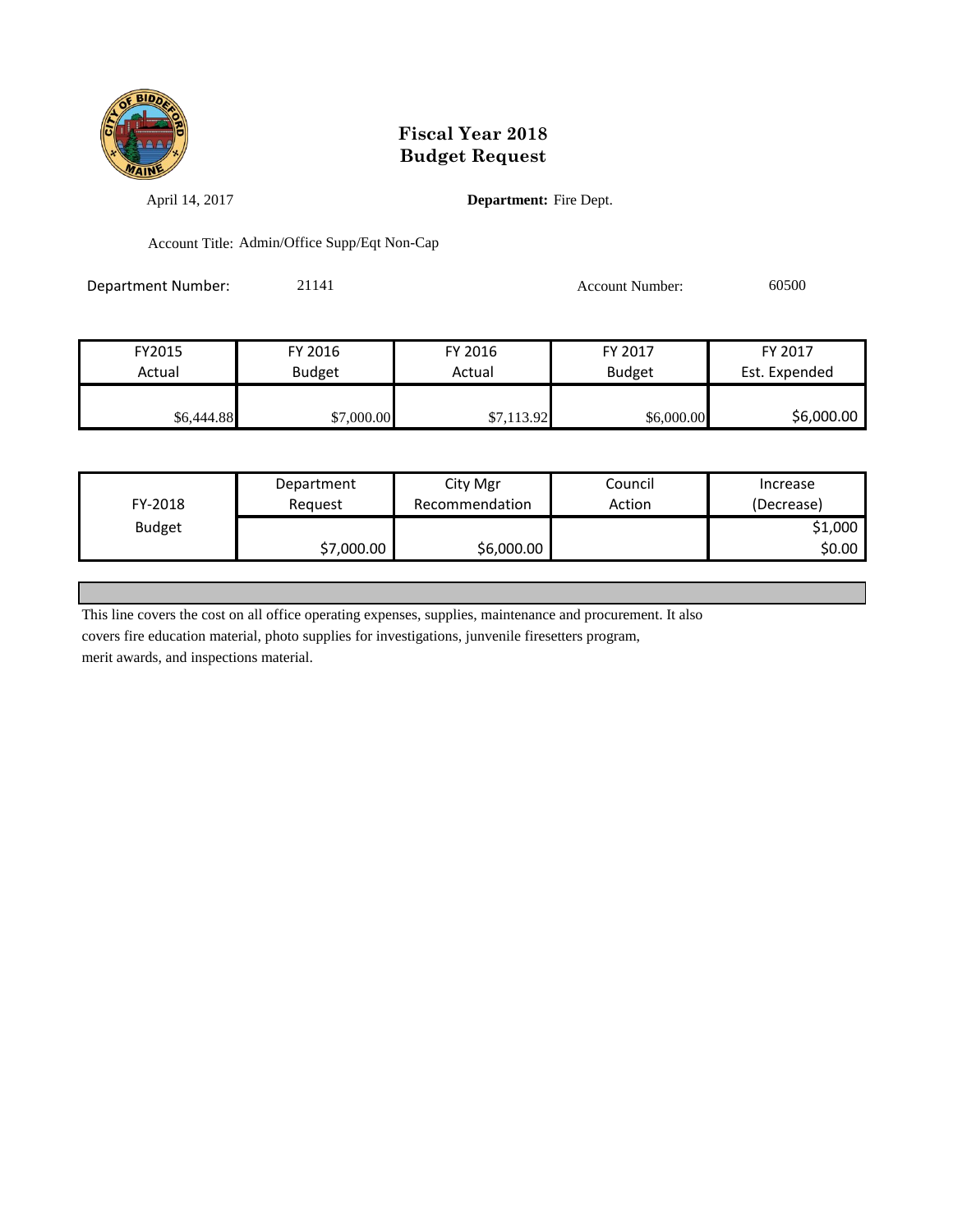# Fiscal Year 2018
# Budget Request

April 14, 2017 **Department:** Fire Dept.

Account Title: Admin/Office Supp/Eqt Non-Cap

Department Number: 21141 Account Number: 60500

| FY2015 Actual | FY 2016 Budget | FY 2016 Actual | FY 2017 Budget | FY 2017 Est. Expended |
|---|---|---|---|---|
| $6,444.88 | $7,000.00 | $7,113.92 | $6,000.00 | $6,000.00 |

| FY-2018 Budget | Department Request | City Mgr Recommendation | Council Action | Increase (Decrease) |
|---|---|---|---|---|
| | $7,000.00 | $6,000.00 | | $1,000<br>$0.00 |

This line covers the cost on all office operating expenses, supplies, maintenance and procurement. It also covers fire education material, photo supplies for investigations, junvenile firesetters program, merit awards, and inspections material.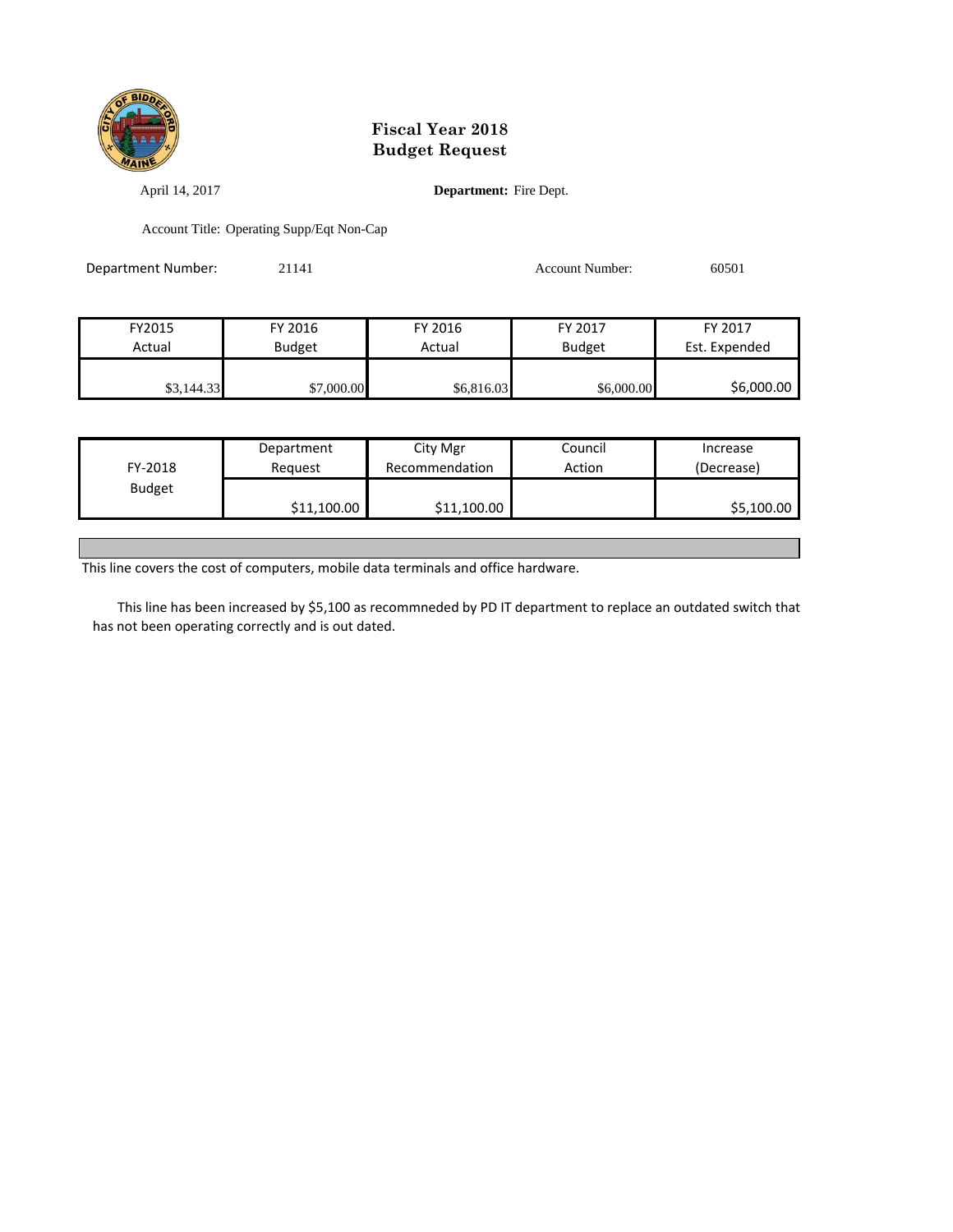# Fiscal Year 2018
# Budget Request

April 14, 2017

**Department:** Fire Dept.

Account Title: Operating Supp/Eqt Non-Cap

Department Number: 21141

Account Number: 60501

| FY2015 Actual | FY 2016 Budget | FY 2016 Actual | FY 2017 Budget | FY 2017 Est. Expended |
|---|---|---|---|---|
| $3,144.33 | $7,000.00 | $6,816.03 | $6,000.00 | $6,000.00 |

| FY-2018 Budget | Department Request | City Mgr Recommendation | Council Action | Increase (Decrease) |
|---|---|---|---|---|
| | $11,100.00 | $11,100.00 | | $5,100.00 |

This line covers the cost of computers, mobile data terminals and office hardware.

This line has been increased by $5,100 as recommneded by PD IT department to replace an outdated switch that has not been operating correctly and is out dated.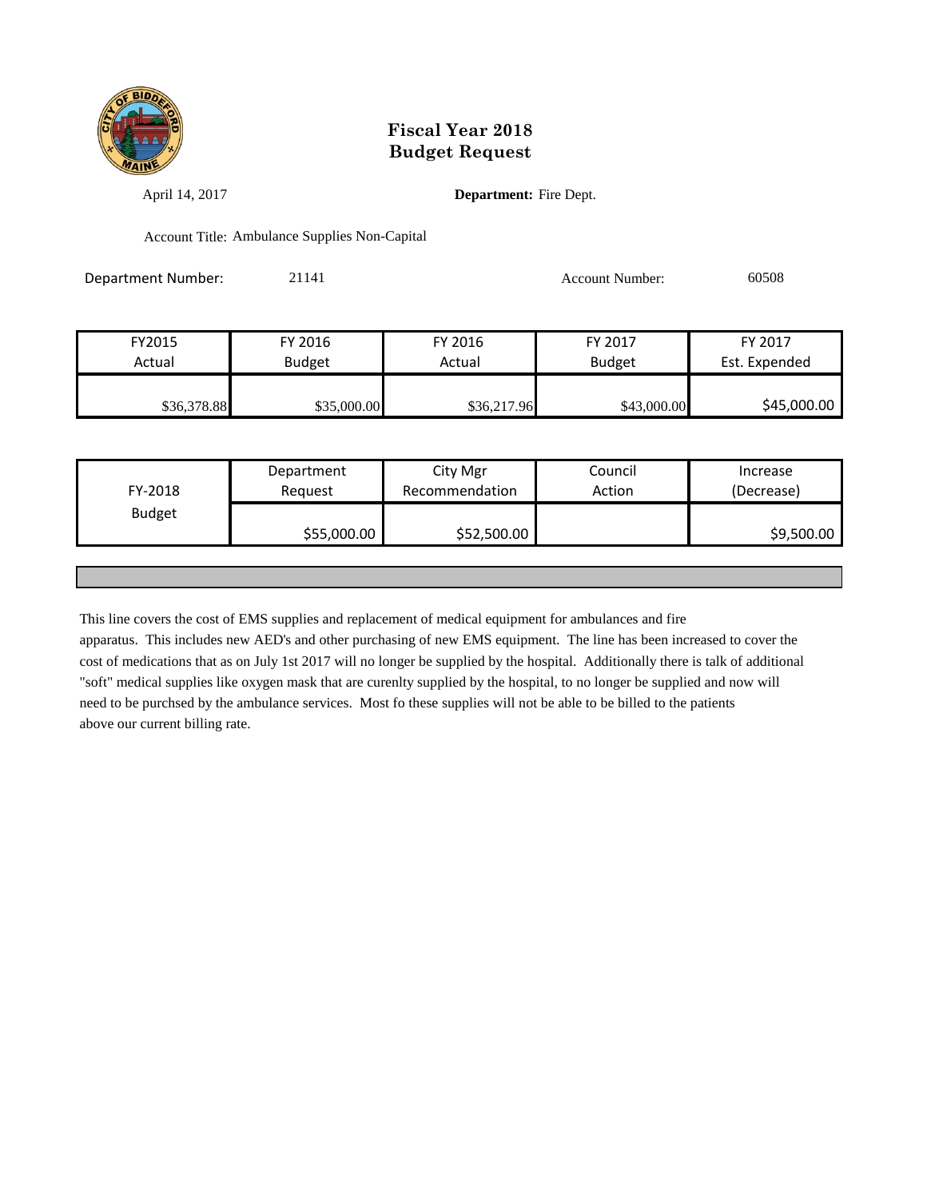# Fiscal Year 2018
# Budget Request

April 14, 2017

**Department:** Fire Dept.

Account Title: Ambulance Supplies Non-Capital

Department Number: 21141

Account Number: 60508

| FY2015 Actual | FY 2016 Budget | FY 2016 Actual | FY 2017 Budget | FY 2017 Est. Expended |
|---|---|---|---|---|
| $36,378.88 | $35,000.00 | $36,217.96 | $43,000.00 | $45,000.00 |

| FY-2018 Budget | Department Request | City Mgr Recommendation | Council Action | Increase (Decrease) |
|---|---|---|---|---|
| | $55,000.00 | $52,500.00 | | $9,500.00 |

This line covers the cost of EMS supplies and replacement of medical equipment for ambulances and fire apparatus. This includes new AED's and other purchasing of new EMS equipment. The line has been increased to cover the cost of medications that as on July 1st 2017 will no longer be supplied by the hospital. Additionally there is talk of additional "soft" medical supplies like oxygen mask that are curenlty supplied by the hospital, to no longer be supplied and now will need to be purchsed by the ambulance services. Most fo these supplies will not be able to be billed to the patients above our current billing rate.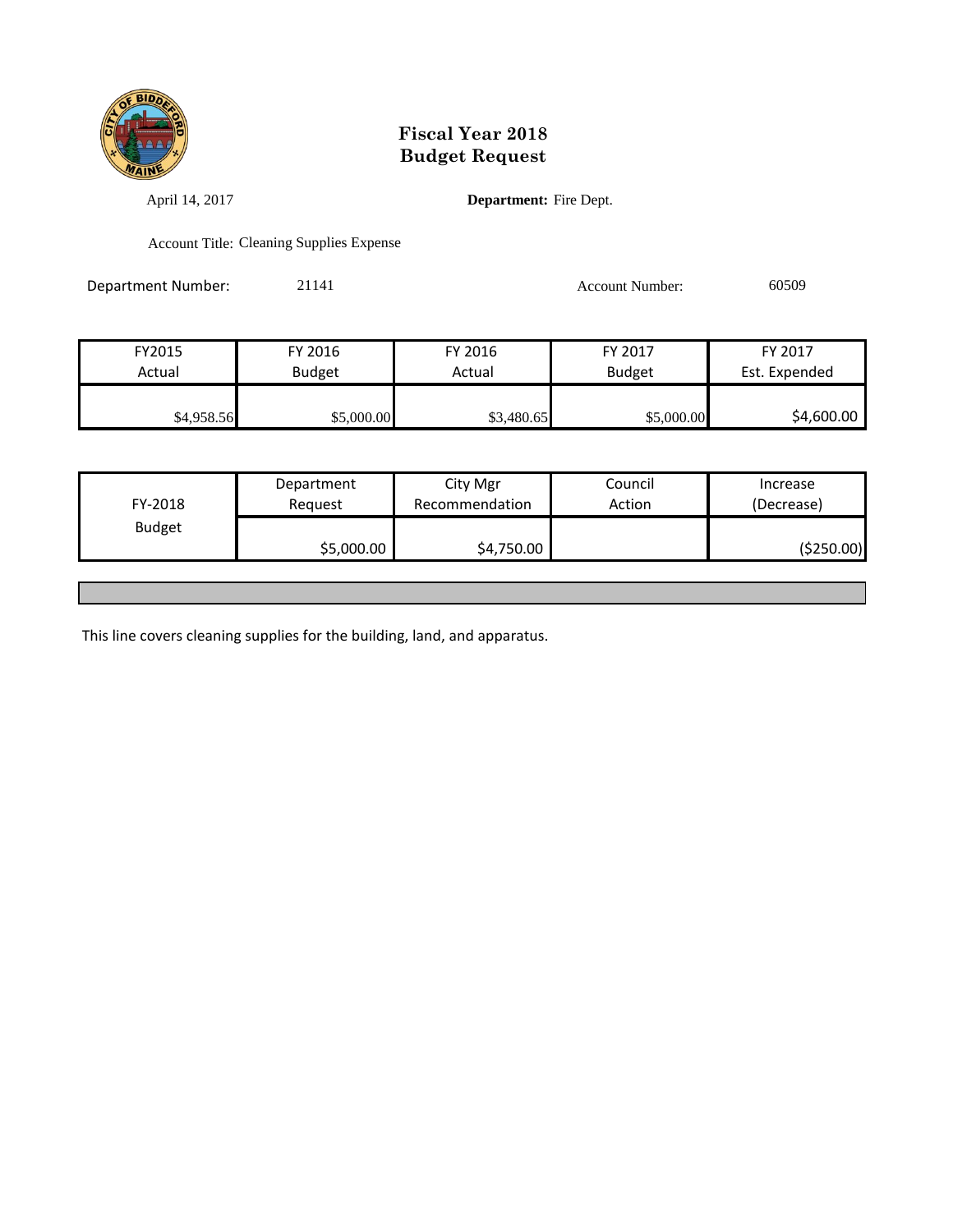# Fiscal Year 2018 Budget Request

April 14, 2017 **Department:** Fire Dept.

Account Title: Cleaning Supplies Expense

Department Number: 21141 Account Number: 60509

| FY2015 Actual | FY 2016 Budget | FY 2016 Actual | FY 2017 Budget | FY 2017 Est. Expended |
|---|---|---|---|---|
| $4,958.56 | $5,000.00 | $3,480.65 | $5,000.00 | $4,600.00 |

| FY-2018 Budget | Department Request | City Mgr Recommendation | Council Action | Increase (Decrease) |
|---|---|---|---|---|
| | $5,000.00 | $4,750.00 | | ($250.00) |

This line covers cleaning supplies for the building, land, and apparatus.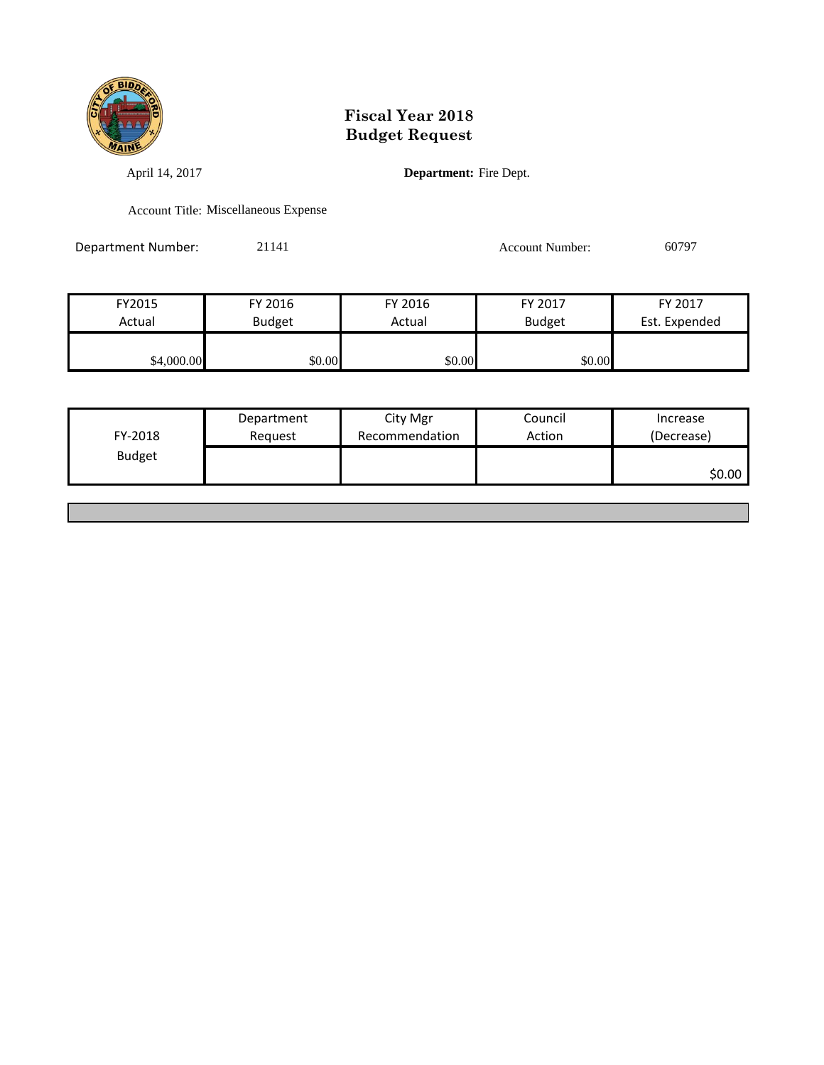# Fiscal Year 2018
# Budget Request

April 14, 2017

**Department:** Fire Dept.

Account Title: Miscellaneous Expense

Department Number: 21141

Account Number: 60797

| FY2015 Actual | FY 2016 Budget | FY 2016 Actual | FY 2017 Budget | FY 2017 Est. Expended |
|---|---|---|---|---|
| $4,000.00 | $0.00 | $0.00 | $0.00 | |

| FY-2018 Budget | Department Request | City Mgr Recommendation | Council Action | Increase (Decrease) |
|---|---|---|---|---|
| | | | | $0.00 |